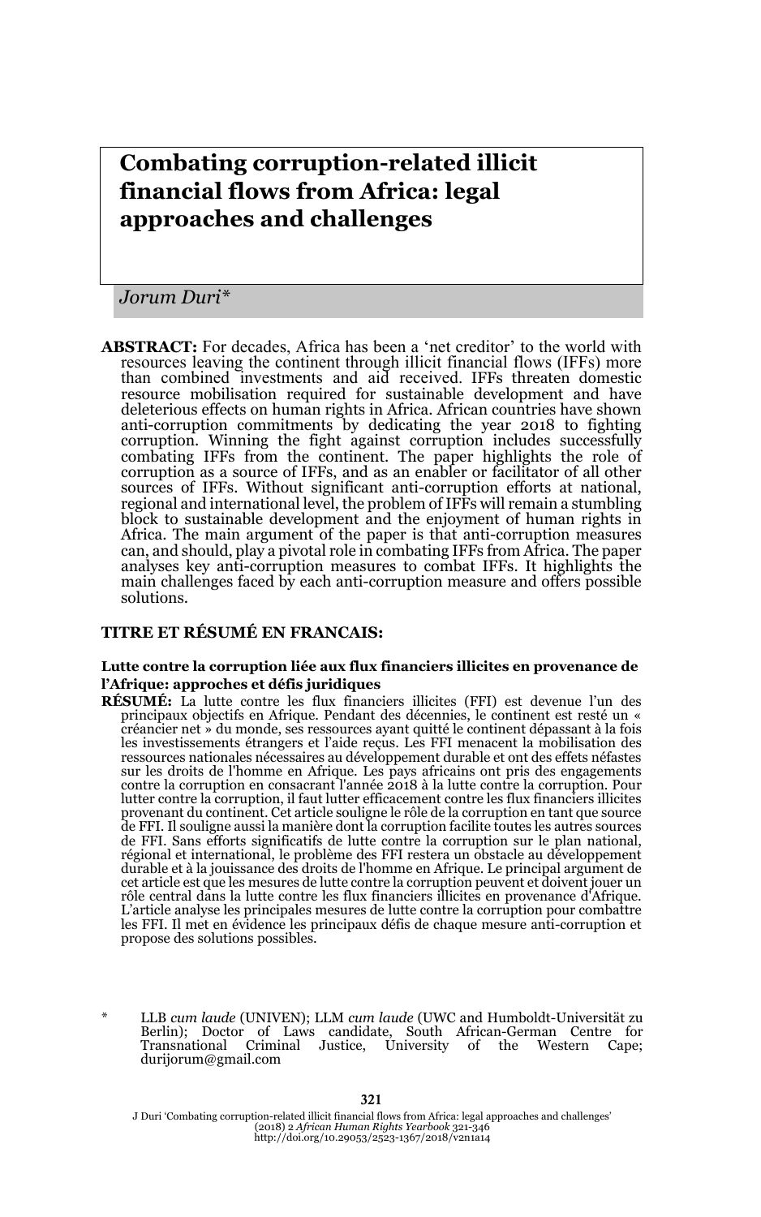# Combating corruption-related illicit financial flows from Africa: legal approaches and challenges

*Jorum Duri\**

**ABSTRACT:** For decades, Africa has been a 'net creditor' to the world with resources leaving the continent through illicit financial flows (IFFs) more than combined investments and aid received. IFFs threaten domestic resource mobilisation required for sustainable development and have deleterious effects on human rights in Africa. African countries have shown anti-corruption commitments by dedicating the year 2018 to fighting corruption. Winning the fight against corruption includes successfully combating IFFs from the continent. The paper highlights the role of corruption as a source of IFFs, and as an enabler or facilitator of all other sources of IFFs. Without significant anti-corruption efforts at national, regional and international level, the problem of IFFs will remain a stumbling block to sustainable development and the enjoyment of human rights in Africa. The main argument of the paper is that anti-corruption measures can, and should, play a pivotal role in combating IFFs from Africa. The paper analyses key anti-corruption measures to combat IFFs. It highlights the main challenges faced by each anti-corruption measure and offers possible solutions.

## TITRE ET RÉSUMÉ EN FRANCAIS:

### Lutte contre la corruption liée aux flux financiers illicites en provenance de l'Afrique: approches et défis juridiques

**RÉSUMÉ:** La lutte contre les flux financiers illicites (FFI) est devenue l'un des principaux objectifs en Afrique. Pendant des décennies, le continent est resté un « créancier net » du monde, ses ressources ayant quitté le continent dépassant à la fois les investissements étrangers et l'aide reçus. Les FFI menacent la mobilisation des ressources nationales nécessaires au développement durable et ont des effets néfastes sur les droits de l'homme en Afrique. Les pays africains ont pris des engagements contre la corruption en consacrant l'année 2018 à la lutte contre la corruption. Pour lutter contre la corruption, il faut lutter efficacement contre les flux financiers illicites provenant du continent. Cet article souligne le rôle de la corruption en tant que source de FFI. Il souligne aussi la manière dont la corruption facilite toutes les autres sources de FFI. Sans efforts significatifs de lutte contre la corruption sur le plan national, régional et international, le problème des FFI restera un obstacle au développement durable et à la jouissance des droits de l'homme en Afrique. Le principal argument de cet article est que les mesures de lutte contre la corruption peuvent et doivent jouer un rôle central dans la lutte contre les flux financiers illicites en provenance d'Afrique. L'article analyse les principales mesures de lutte contre la corruption pour combattre les FFI. Il met en évidence les principaux défis de chaque mesure anti-corruption et propose des solutions possibles.

\* LLB *cum laude* (UNIVEN); LLM *cum laude* (UWC and Humboldt-Universität zu Berlin); Doctor of Laws candidate, South African-German Centre for Transnational Criminal Justice, University of the Western Cape; durijorum@gmail.com

J Duri 'Combating corruption-related illicit financial flows from Africa: legal approaches and challenges' (2018) 2 *African Human Rights Yearbook* 321-346
http://doi.org/10.29053/2523-1367/2018/v2n1a14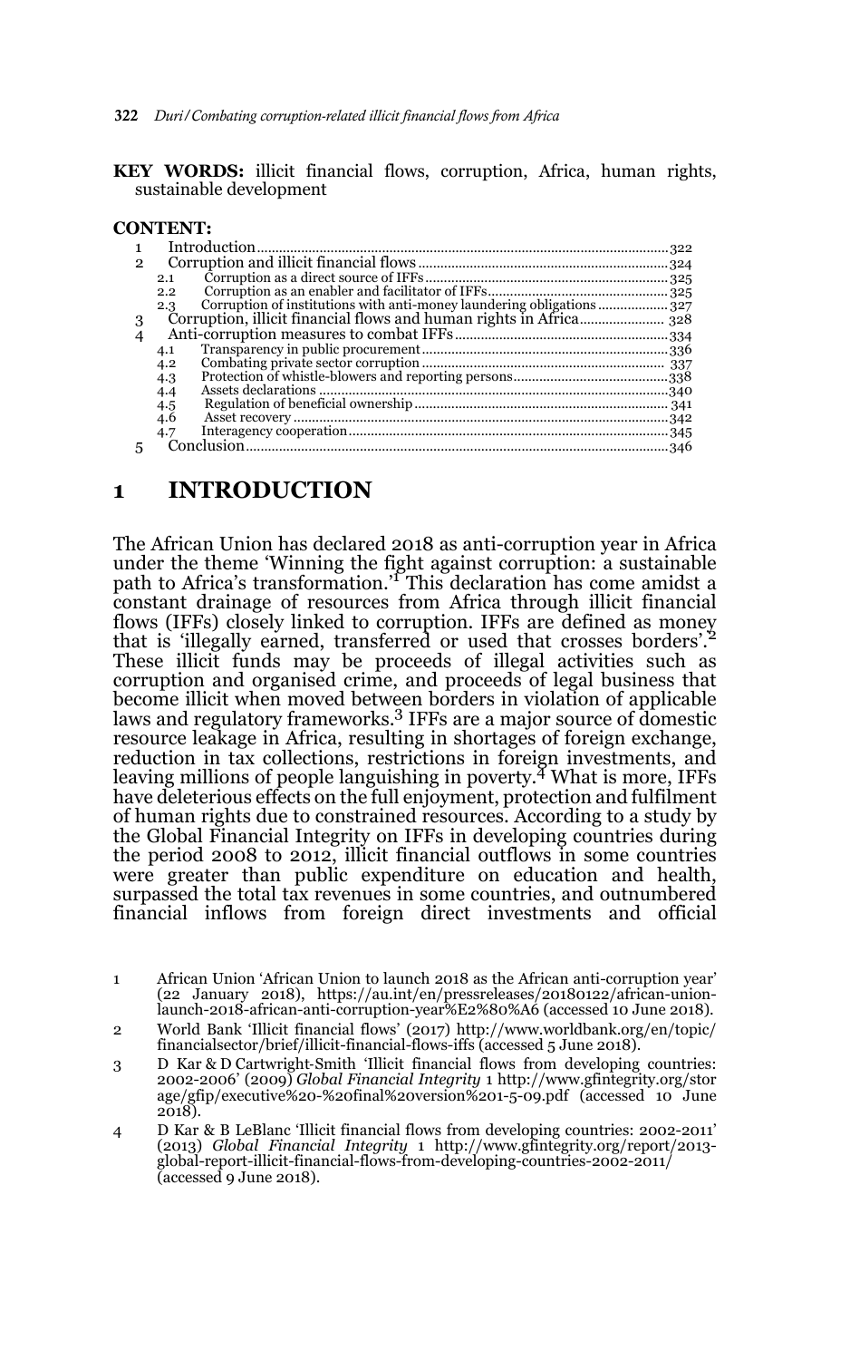**KEY WORDS:** illicit financial flows, corruption, Africa, human rights, sustainable development

**CONTENT:**

1 Introduction ... 322
2 Corruption and illicit financial flows ... 324
  2.1 Corruption as a direct source of IFFs ... 325
  2.2 Corruption as an enabler and facilitator of IFFs ... 325
  2.3 Corruption of institutions with anti-money laundering obligations ... 327
3 Corruption, illicit financial flows and human rights in Africa ... 328
4 Anti-corruption measures to combat IFFs ... 334
  4.1 Transparency in public procurement ... 336
  4.2 Combating private sector corruption ... 337
  4.3 Protection of whistle-blowers and reporting persons ... 338
  4.4 Assets declarations ... 340
  4.5 Regulation of beneficial ownership ... 341
  4.6 Asset recovery ... 342
  4.7 Interagency cooperation ... 345
5 Conclusion ... 346

# 1 INTRODUCTION

The African Union has declared 2018 as anti-corruption year in Africa under the theme 'Winning the fight against corruption: a sustainable path to Africa's transformation.'[1] This declaration has come amidst a constant drainage of resources from Africa through illicit financial flows (IFFs) closely linked to corruption. IFFs are defined as money that is 'illegally earned, transferred or used that crosses borders'.[2] These illicit funds may be proceeds of illegal activities such as corruption and organised crime, and proceeds of legal business that become illicit when moved between borders in violation of applicable laws and regulatory frameworks.[3] IFFs are a major source of domestic resource leakage in Africa, resulting in shortages of foreign exchange, reduction in tax collections, restrictions in foreign investments, and leaving millions of people languishing in poverty.[4] What is more, IFFs have deleterious effects on the full enjoyment, protection and fulfilment of human rights due to constrained resources. According to a study by the Global Financial Integrity on IFFs in developing countries during the period 2008 to 2012, illicit financial outflows in some countries were greater than public expenditure on education and health, surpassed the total tax revenues in some countries, and outnumbered financial inflows from foreign direct investments and official

1 African Union 'African Union to launch 2018 as the African anti-corruption year' (22 January 2018), https://au.int/en/pressreleases/20180122/african-union-launch-2018-african-anti-corruption-year%E2%80%A6 (accessed 10 June 2018).

2 World Bank 'Illicit financial flows' (2017) http://www.worldbank.org/en/topic/financialsector/brief/illicit-financial-flows-iffs (accessed 5 June 2018).

3 D Kar & D Cartwright-Smith 'Illicit financial flows from developing countries: 2002-2006' (2009) *Global Financial Integrity* 1 http://www.gfintegrity.org/storage/gfip/executive%20-%20final%20version%201-5-09.pdf (accessed 10 June 2018).

4 D Kar & B LeBlanc 'Illicit financial flows from developing countries: 2002-2011' (2013) *Global Financial Integrity* 1 http://www.gfintegrity.org/report/2013-global-report-illicit-financial-flows-from-developing-countries-2002-2011/ (accessed 9 June 2018).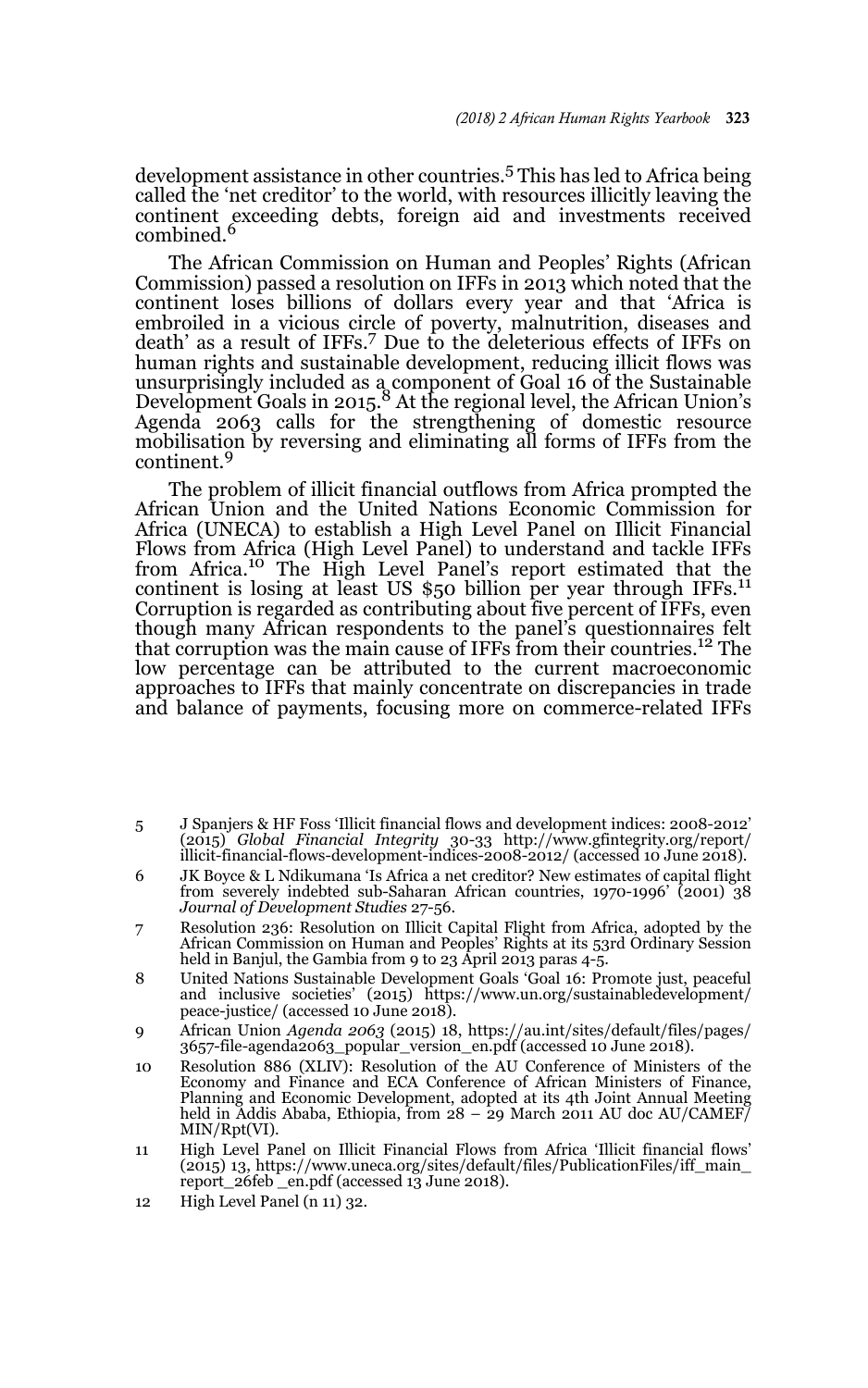development assistance in other countries.[5] This has led to Africa being called the 'net creditor' to the world, with resources illicitly leaving the continent exceeding debts, foreign aid and investments received combined.[6]

The African Commission on Human and Peoples' Rights (African Commission) passed a resolution on IFFs in 2013 which noted that the continent loses billions of dollars every year and that 'Africa is embroiled in a vicious circle of poverty, malnutrition, diseases and death' as a result of IFFs.[7] Due to the deleterious effects of IFFs on human rights and sustainable development, reducing illicit flows was unsurprisingly included as a component of Goal 16 of the Sustainable Development Goals in 2015.[8] At the regional level, the African Union's Agenda 2063 calls for the strengthening of domestic resource mobilisation by reversing and eliminating all forms of IFFs from the continent.[9]

The problem of illicit financial outflows from Africa prompted the African Union and the United Nations Economic Commission for Africa (UNECA) to establish a High Level Panel on Illicit Financial Flows from Africa (High Level Panel) to understand and tackle IFFs from Africa.[10] The High Level Panel's report estimated that the continent is losing at least US $50 billion per year through IFFs.[11] Corruption is regarded as contributing about five percent of IFFs, even though many African respondents to the panel's questionnaires felt that corruption was the main cause of IFFs from their countries.[12] The low percentage can be attributed to the current macroeconomic approaches to IFFs that mainly concentrate on discrepancies in trade and balance of payments, focusing more on commerce-related IFFs

---

5 J Spanjers & HF Foss 'Illicit financial flows and development indices: 2008-2012' (2015) *Global Financial Integrity* 30-33 http://www.gfintegrity.org/report/illicit-financial-flows-development-indices-2008-2012/ (accessed 10 June 2018).

6 JK Boyce & L Ndikumana 'Is Africa a net creditor? New estimates of capital flight from severely indebted sub-Saharan African countries, 1970-1996' (2001) 38 *Journal of Development Studies* 27-56.

7 Resolution 236: Resolution on Illicit Capital Flight from Africa, adopted by the African Commission on Human and Peoples' Rights at its 53rd Ordinary Session held in Banjul, the Gambia from 9 to 23 April 2013 paras 4-5.

8 United Nations Sustainable Development Goals 'Goal 16: Promote just, peaceful and inclusive societies' (2015) https://www.un.org/sustainabledevelopment/peace-justice/ (accessed 10 June 2018).

9 African Union *Agenda 2063* (2015) 18, https://au.int/sites/default/files/pages/3657-file-agenda2063_popular_version_en.pdf (accessed 10 June 2018).

10 Resolution 886 (XLIV): Resolution of the AU Conference of Ministers of the Economy and Finance and ECA Conference of African Ministers of Finance, Planning and Economic Development, adopted at its 4th Joint Annual Meeting held in Addis Ababa, Ethiopia, from 28 – 29 March 2011 AU doc AU/CAMEF/MIN/Rpt(VI).

11 High Level Panel on Illicit Financial Flows from Africa 'Illicit financial flows' (2015) 13, https://www.uneca.org/sites/default/files/PublicationFiles/iff_main_report_26feb _en.pdf (accessed 13 June 2018).

12 High Level Panel (n 11) 32.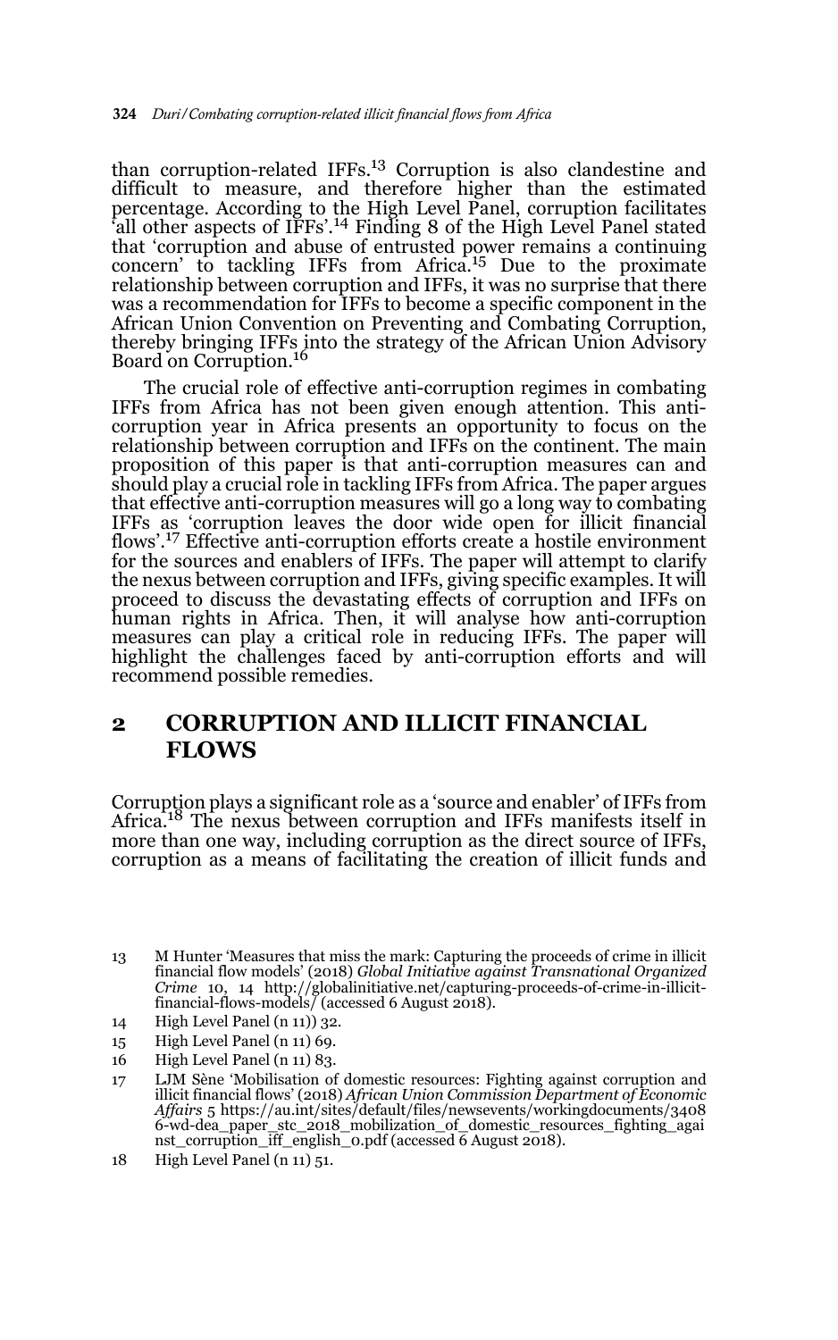than corruption-related IFFs.[13] Corruption is also clandestine and difficult to measure, and therefore higher than the estimated percentage. According to the High Level Panel, corruption facilitates 'all other aspects of IFFs'.[14] Finding 8 of the High Level Panel stated that 'corruption and abuse of entrusted power remains a continuing concern' to tackling IFFs from Africa.[15] Due to the proximate relationship between corruption and IFFs, it was no surprise that there was a recommendation for IFFs to become a specific component in the African Union Convention on Preventing and Combating Corruption, thereby bringing IFFs into the strategy of the African Union Advisory Board on Corruption.[16]

The crucial role of effective anti-corruption regimes in combating IFFs from Africa has not been given enough attention. This anti-corruption year in Africa presents an opportunity to focus on the relationship between corruption and IFFs on the continent. The main proposition of this paper is that anti-corruption measures can and should play a crucial role in tackling IFFs from Africa. The paper argues that effective anti-corruption measures will go a long way to combating IFFs as 'corruption leaves the door wide open for illicit financial flows'.[17] Effective anti-corruption efforts create a hostile environment for the sources and enablers of IFFs. The paper will attempt to clarify the nexus between corruption and IFFs, giving specific examples. It will proceed to discuss the devastating effects of corruption and IFFs on human rights in Africa. Then, it will analyse how anti-corruption measures can play a critical role in reducing IFFs. The paper will highlight the challenges faced by anti-corruption efforts and will recommend possible remedies.

## 2 CORRUPTION AND ILLICIT FINANCIAL FLOWS

Corruption plays a significant role as a 'source and enabler' of IFFs from Africa.[18] The nexus between corruption and IFFs manifests itself in more than one way, including corruption as the direct source of IFFs, corruption as a means of facilitating the creation of illicit funds and

13 M Hunter 'Measures that miss the mark: Capturing the proceeds of crime in illicit financial flow models' (2018) *Global Initiative against Transnational Organized Crime* 10, 14 http://globalinitiative.net/capturing-proceeds-of-crime-in-illicit-financial-flows-models/ (accessed 6 August 2018).

14 High Level Panel (n 11)) 32.

15 High Level Panel (n 11) 69.

16 High Level Panel (n 11) 83.

17 LJM Sène 'Mobilisation of domestic resources: Fighting against corruption and illicit financial flows' (2018) *African Union Commission Department of Economic Affairs* 5 https://au.int/sites/default/files/newsevents/workingdocuments/34086-wd-dea_paper_stc_2018_mobilization_of_domestic_resources_fighting_against_corruption_iff_english_0.pdf (accessed 6 August 2018).

18 High Level Panel (n 11) 51.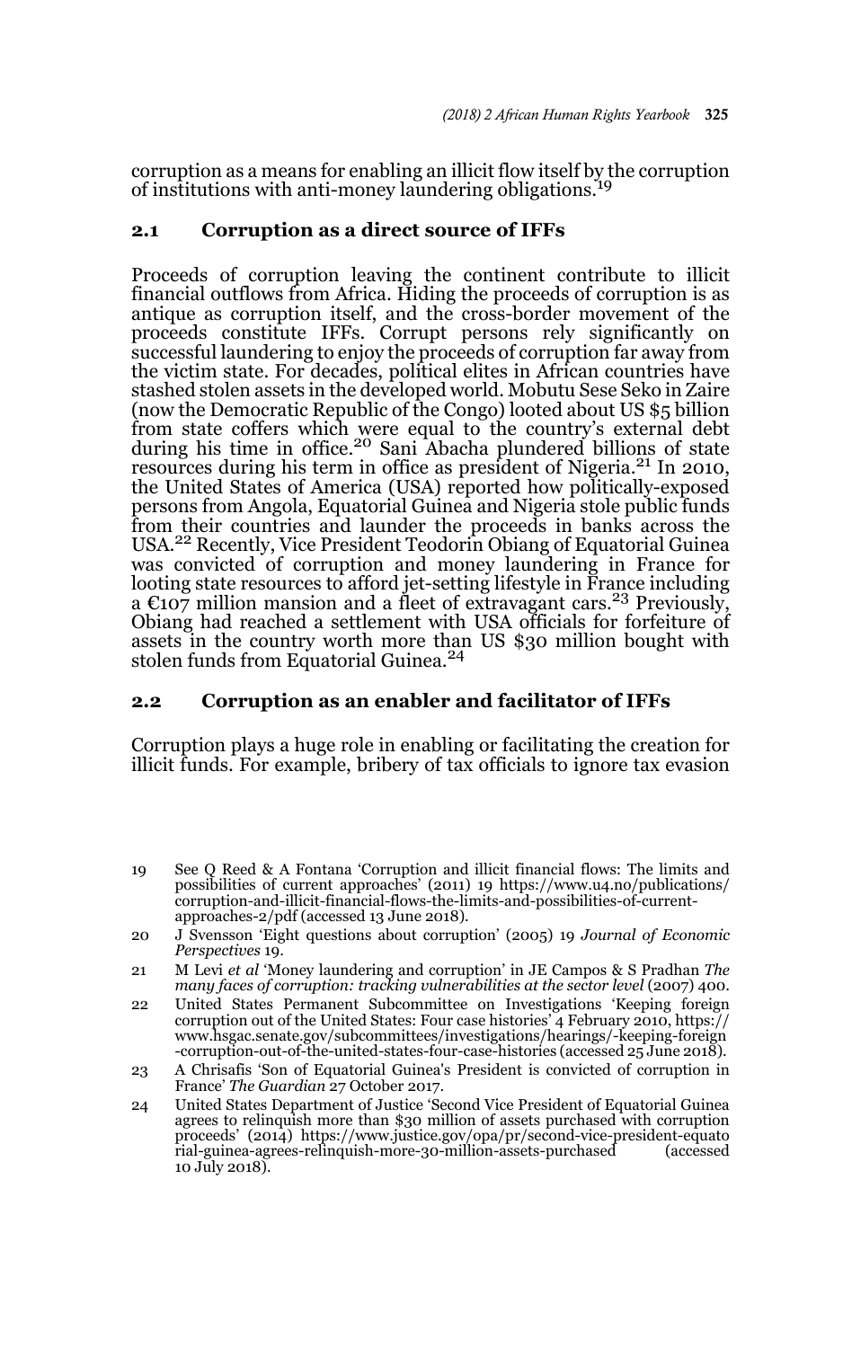corruption as a means for enabling an illicit flow itself by the corruption of institutions with anti-money laundering obligations.[19]

## 2.1 Corruption as a direct source of IFFs

Proceeds of corruption leaving the continent contribute to illicit financial outflows from Africa. Hiding the proceeds of corruption is as antique as corruption itself, and the cross-border movement of the proceeds constitute IFFs. Corrupt persons rely significantly on successful laundering to enjoy the proceeds of corruption far away from the victim state. For decades, political elites in African countries have stashed stolen assets in the developed world. Mobutu Sese Seko in Zaire (now the Democratic Republic of the Congo) looted about US $5 billion from state coffers which were equal to the country's external debt during his time in office.[20] Sani Abacha plundered billions of state resources during his term in office as president of Nigeria.[21] In 2010, the United States of America (USA) reported how politically-exposed persons from Angola, Equatorial Guinea and Nigeria stole public funds from their countries and launder the proceeds in banks across the USA.[22] Recently, Vice President Teodorin Obiang of Equatorial Guinea was convicted of corruption and money laundering in France for looting state resources to afford jet-setting lifestyle in France including a €107 million mansion and a fleet of extravagant cars.[23] Previously, Obiang had reached a settlement with USA officials for forfeiture of assets in the country worth more than US $30 million bought with stolen funds from Equatorial Guinea.[24]

## 2.2 Corruption as an enabler and facilitator of IFFs

Corruption plays a huge role in enabling or facilitating the creation for illicit funds. For example, bribery of tax officials to ignore tax evasion

---

19 See Q Reed & A Fontana 'Corruption and illicit financial flows: The limits and possibilities of current approaches' (2011) 19 https://www.u4.no/publications/corruption-and-illicit-financial-flows-the-limits-and-possibilities-of-current-approaches-2/pdf (accessed 13 June 2018).

20 J Svensson 'Eight questions about corruption' (2005) 19 *Journal of Economic Perspectives* 19.

21 M Levi *et al* 'Money laundering and corruption' in JE Campos & S Pradhan *The many faces of corruption: tracking vulnerabilities at the sector level* (2007) 400.

22 United States Permanent Subcommittee on Investigations 'Keeping foreign corruption out of the United States: Four case histories' 4 February 2010, https://www.hsgac.senate.gov/subcommittees/investigations/hearings/-keeping-foreign-corruption-out-of-the-united-states-four-case-histories (accessed 25 June 2018).

23 A Chrisafis 'Son of Equatorial Guinea's President is convicted of corruption in France' *The Guardian* 27 October 2017.

24 United States Department of Justice 'Second Vice President of Equatorial Guinea agrees to relinquish more than $30 million of assets purchased with corruption proceeds' (2014) https://www.justice.gov/opa/pr/second-vice-president-equatorial-guinea-agrees-relinquish-more-30-million-assets-purchased (accessed 10 July 2018).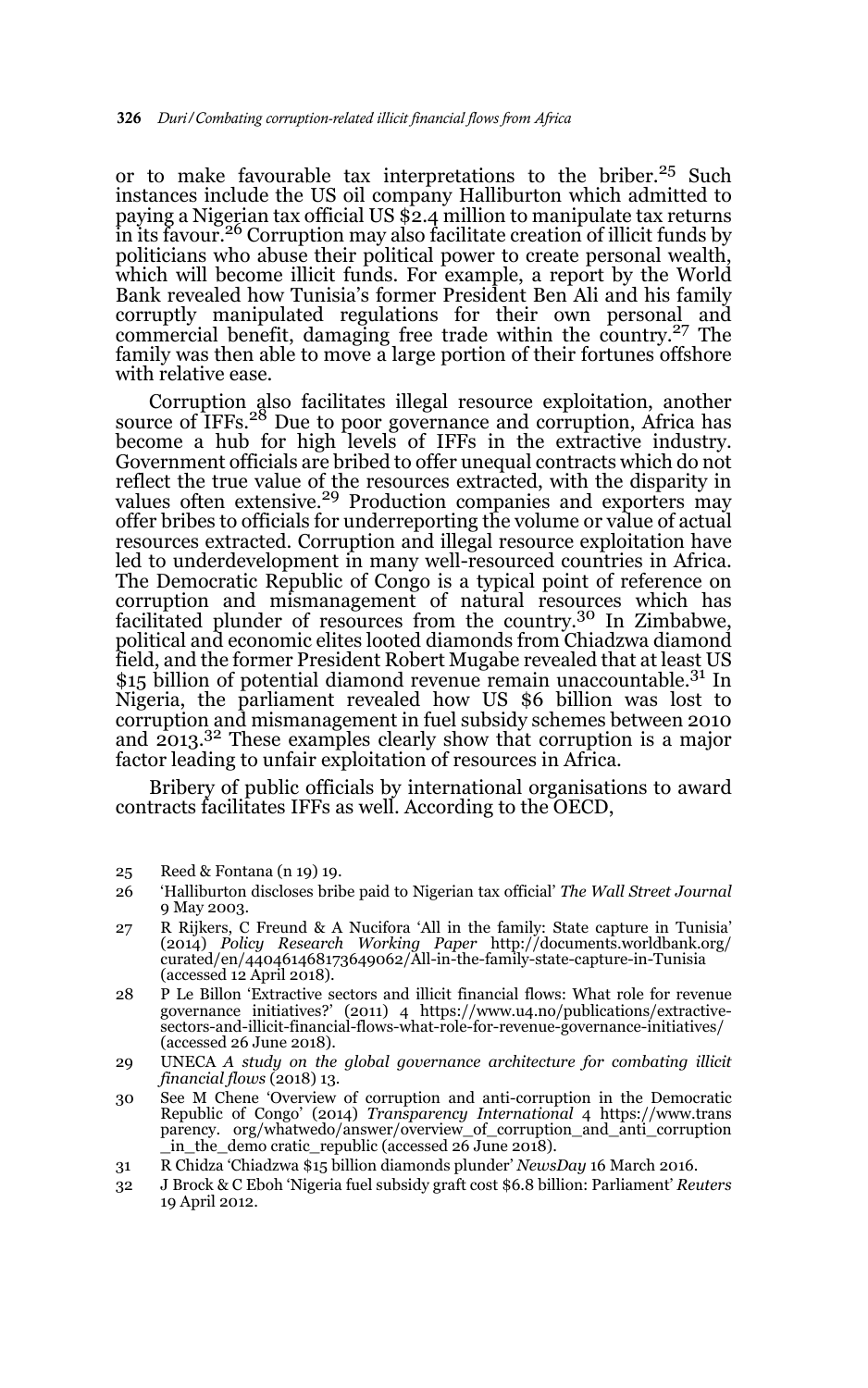or to make favourable tax interpretations to the briber.[25] Such instances include the US oil company Halliburton which admitted to paying a Nigerian tax official US $2.4 million to manipulate tax returns in its favour.[26] Corruption may also facilitate creation of illicit funds by politicians who abuse their political power to create personal wealth, which will become illicit funds. For example, a report by the World Bank revealed how Tunisia's former President Ben Ali and his family corruptly manipulated regulations for their own personal and commercial benefit, damaging free trade within the country.[27] The family was then able to move a large portion of their fortunes offshore with relative ease.

Corruption also facilitates illegal resource exploitation, another source of IFFs.[28] Due to poor governance and corruption, Africa has become a hub for high levels of IFFs in the extractive industry. Government officials are bribed to offer unequal contracts which do not reflect the true value of the resources extracted, with the disparity in values often extensive.[29] Production companies and exporters may offer bribes to officials for underreporting the volume or value of actual resources extracted. Corruption and illegal resource exploitation have led to underdevelopment in many well-resourced countries in Africa. The Democratic Republic of Congo is a typical point of reference on corruption and mismanagement of natural resources which has facilitated plunder of resources from the country.[30] In Zimbabwe, political and economic elites looted diamonds from Chiadzwa diamond field, and the former President Robert Mugabe revealed that at least US $15 billion of potential diamond revenue remain unaccountable.[31] In Nigeria, the parliament revealed how US $6 billion was lost to corruption and mismanagement in fuel subsidy schemes between 2010 and 2013.[32] These examples clearly show that corruption is a major factor leading to unfair exploitation of resources in Africa.

Bribery of public officials by international organisations to award contracts facilitates IFFs as well. According to the OECD,

25 Reed & Fontana (n 19) 19.

26 'Halliburton discloses bribe paid to Nigerian tax official' *The Wall Street Journal* 9 May 2003.

27 R Rijkers, C Freund & A Nucifora 'All in the family: State capture in Tunisia' (2014) *Policy Research Working Paper* http://documents.worldbank.org/curated/en/440461468173649062/All-in-the-family-state-capture-in-Tunisia (accessed 12 April 2018).

28 P Le Billon 'Extractive sectors and illicit financial flows: What role for revenue governance initiatives?' (2011) 4 https://www.u4.no/publications/extractive-sectors-and-illicit-financial-flows-what-role-for-revenue-governance-initiatives/ (accessed 26 June 2018).

29 UNECA *A study on the global governance architecture for combating illicit financial flows* (2018) 13.

30 See M Chene 'Overview of corruption and anti-corruption in the Democratic Republic of Congo' (2014) *Transparency International* 4 https://www.transparency. org/whatwedo/answer/overview_of_corruption_and_anti_corruption_in_the_demo cratic_republic (accessed 26 June 2018).

31 R Chidza 'Chiadzwa $15 billion diamonds plunder' *NewsDay* 16 March 2016.

32 J Brock & C Eboh 'Nigeria fuel subsidy graft cost $6.8 billion: Parliament' *Reuters* 19 April 2012.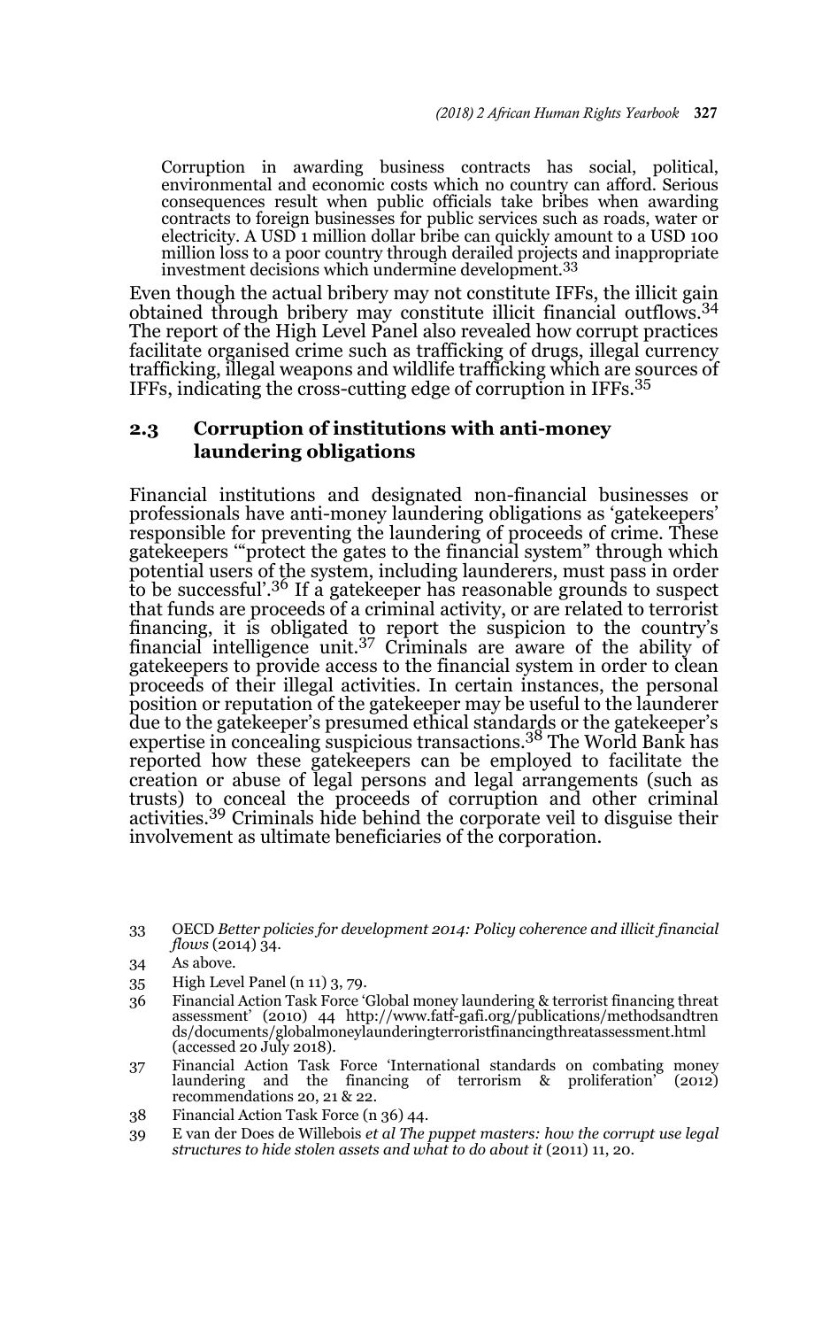> Corruption in awarding business contracts has social, political, environmental and economic costs which no country can afford. Serious consequences result when public officials take bribes when awarding contracts to foreign businesses for public services such as roads, water or electricity. A USD 1 million dollar bribe can quickly amount to a USD 100 million loss to a poor country through derailed projects and inappropriate investment decisions which undermine development.[33]

Even though the actual bribery may not constitute IFFs, the illicit gain obtained through bribery may constitute illicit financial outflows.[34] The report of the High Level Panel also revealed how corrupt practices facilitate organised crime such as trafficking of drugs, illegal currency trafficking, illegal weapons and wildlife trafficking which are sources of IFFs, indicating the cross-cutting edge of corruption in IFFs.[35]

### 2.3 Corruption of institutions with anti-money laundering obligations

Financial institutions and designated non-financial businesses or professionals have anti-money laundering obligations as 'gatekeepers' responsible for preventing the laundering of proceeds of crime. These gatekeepers '"protect the gates to the financial system" through which potential users of the system, including launderers, must pass in order to be successful'.[36] If a gatekeeper has reasonable grounds to suspect that funds are proceeds of a criminal activity, or are related to terrorist financing, it is obligated to report the suspicion to the country's financial intelligence unit.[37] Criminals are aware of the ability of gatekeepers to provide access to the financial system in order to clean proceeds of their illegal activities. In certain instances, the personal position or reputation of the gatekeeper may be useful to the launderer due to the gatekeeper's presumed ethical standards or the gatekeeper's expertise in concealing suspicious transactions.[38] The World Bank has reported how these gatekeepers can be employed to facilitate the creation or abuse of legal persons and legal arrangements (such as trusts) to conceal the proceeds of corruption and other criminal activities.[39] Criminals hide behind the corporate veil to disguise their involvement as ultimate beneficiaries of the corporation.

---

33 OECD *Better policies for development 2014: Policy coherence and illicit financial flows* (2014) 34.

34 As above.

35 High Level Panel (n 11) 3, 79.

36 Financial Action Task Force 'Global money laundering & terrorist financing threat assessment' (2010) 44 http://www.fatf-gafi.org/publications/methodsandtrends/documents/globalmoneylaunderingterroristfinancingthreatassessment.html (accessed 20 July 2018).

37 Financial Action Task Force 'International standards on combating money laundering and the financing of terrorism & proliferation' (2012) recommendations 20, 21 & 22.

38 Financial Action Task Force (n 36) 44.

39 E van der Does de Willebois *et al The puppet masters: how the corrupt use legal structures to hide stolen assets and what to do about it* (2011) 11, 20.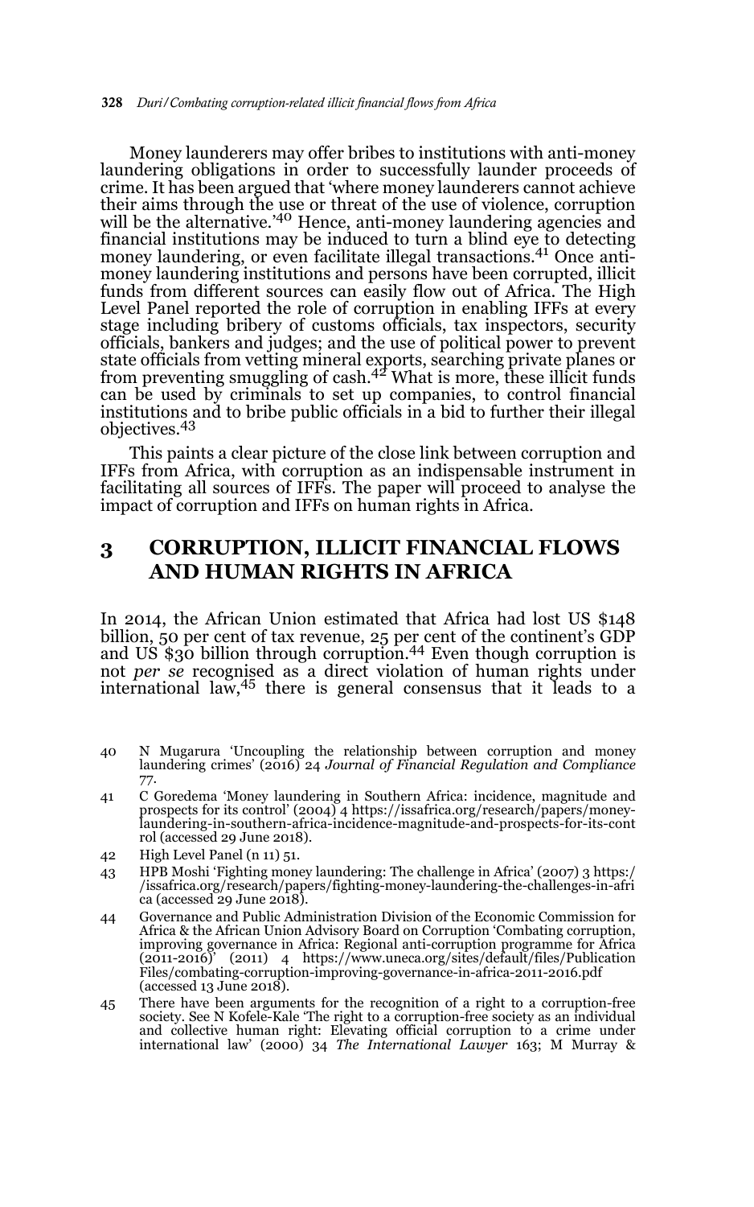Money launderers may offer bribes to institutions with anti-money laundering obligations in order to successfully launder proceeds of crime. It has been argued that 'where money launderers cannot achieve their aims through the use or threat of the use of violence, corruption will be the alternative.'[40] Hence, anti-money laundering agencies and financial institutions may be induced to turn a blind eye to detecting money laundering, or even facilitate illegal transactions.[41] Once anti-money laundering institutions and persons have been corrupted, illicit funds from different sources can easily flow out of Africa. The High Level Panel reported the role of corruption in enabling IFFs at every stage including bribery of customs officials, tax inspectors, security officials, bankers and judges; and the use of political power to prevent state officials from vetting mineral exports, searching private planes or from preventing smuggling of cash.[42] What is more, these illicit funds can be used by criminals to set up companies, to control financial institutions and to bribe public officials in a bid to further their illegal objectives.[43]

This paints a clear picture of the close link between corruption and IFFs from Africa, with corruption as an indispensable instrument in facilitating all sources of IFFs. The paper will proceed to analyse the impact of corruption and IFFs on human rights in Africa.

## 3 CORRUPTION, ILLICIT FINANCIAL FLOWS AND HUMAN RIGHTS IN AFRICA

In 2014, the African Union estimated that Africa had lost US $148 billion, 50 per cent of tax revenue, 25 per cent of the continent's GDP and US $30 billion through corruption.[44] Even though corruption is not *per se* recognised as a direct violation of human rights under international law,[45] there is general consensus that it leads to a

40 N Mugarura 'Uncoupling the relationship between corruption and money laundering crimes' (2016) 24 *Journal of Financial Regulation and Compliance* 77.

41 C Goredema 'Money laundering in Southern Africa: incidence, magnitude and prospects for its control' (2004) 4 https://issafrica.org/research/papers/money-laundering-in-southern-africa-incidence-magnitude-and-prospects-for-its-control (accessed 29 June 2018).

42 High Level Panel (n 11) 51.

43 HPB Moshi 'Fighting money laundering: The challenge in Africa' (2007) 3 https://issafrica.org/research/papers/fighting-money-laundering-the-challenges-in-africa (accessed 29 June 2018).

44 Governance and Public Administration Division of the Economic Commission for Africa & the African Union Advisory Board on Corruption 'Combating corruption, improving governance in Africa: Regional anti-corruption programme for Africa (2011-2016)' (2011) 4 https://www.uneca.org/sites/default/files/PublicationFiles/combating-corruption-improving-governance-in-africa-2011-2016.pdf (accessed 13 June 2018).

45 There have been arguments for the recognition of a right to a corruption-free society. See N Kofele-Kale 'The right to a corruption-free society as an individual and collective human right: Elevating official corruption to a crime under international law' (2000) 34 *The International Lawyer* 163; M Murray &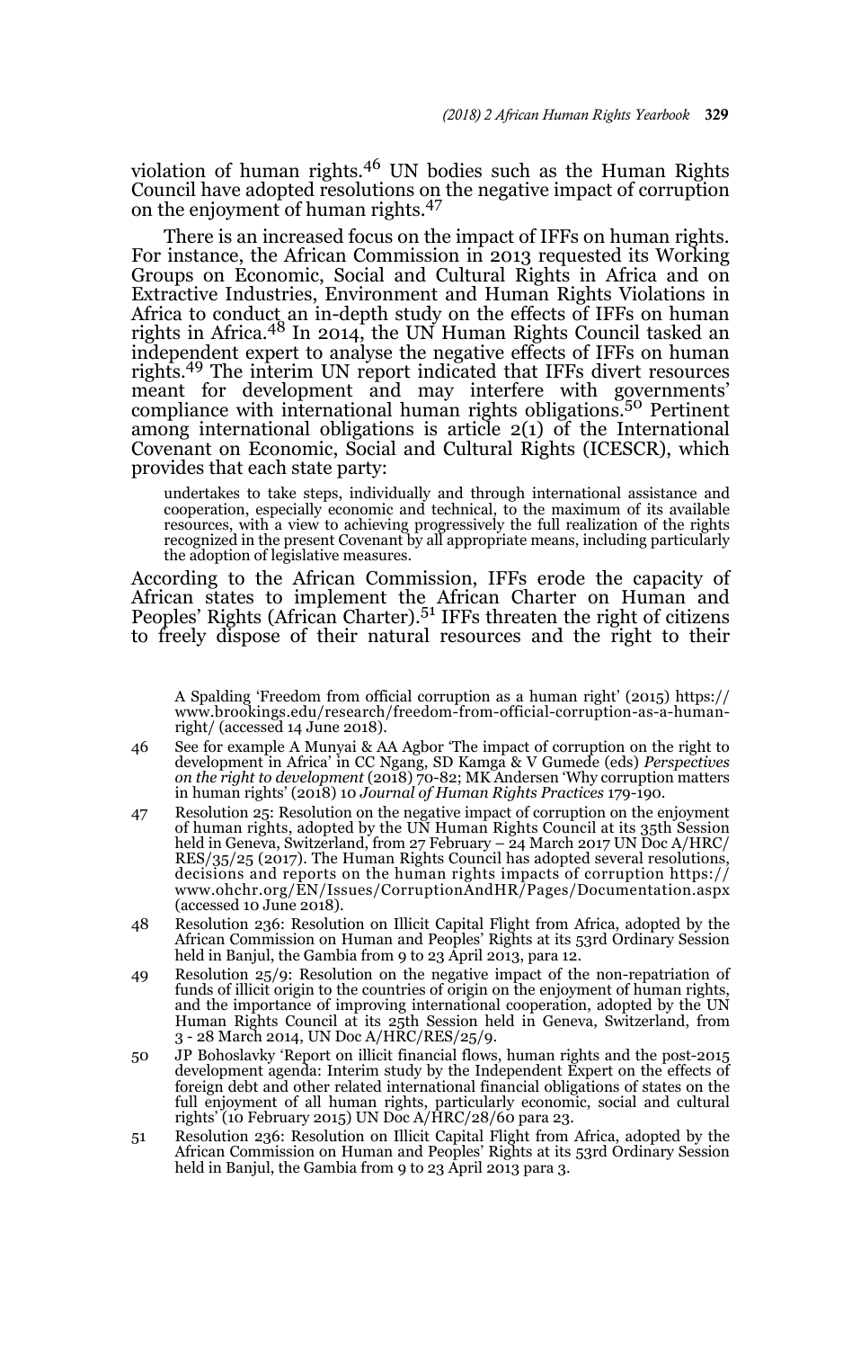violation of human rights.[46] UN bodies such as the Human Rights Council have adopted resolutions on the negative impact of corruption on the enjoyment of human rights.[47]

There is an increased focus on the impact of IFFs on human rights. For instance, the African Commission in 2013 requested its Working Groups on Economic, Social and Cultural Rights in Africa and on Extractive Industries, Environment and Human Rights Violations in Africa to conduct an in-depth study on the effects of IFFs on human rights in Africa.[48] In 2014, the UN Human Rights Council tasked an independent expert to analyse the negative effects of IFFs on human rights.[49] The interim UN report indicated that IFFs divert resources meant for development and may interfere with governments' compliance with international human rights obligations.[50] Pertinent among international obligations is article 2(1) of the International Covenant on Economic, Social and Cultural Rights (ICESCR), which provides that each state party:

> undertakes to take steps, individually and through international assistance and cooperation, especially economic and technical, to the maximum of its available resources, with a view to achieving progressively the full realization of the rights recognized in the present Covenant by all appropriate means, including particularly the adoption of legislative measures.

According to the African Commission, IFFs erode the capacity of African states to implement the African Charter on Human and Peoples' Rights (African Charter).[51] IFFs threaten the right of citizens to freely dispose of their natural resources and the right to their

---

A Spalding 'Freedom from official corruption as a human right' (2015) https://www.brookings.edu/research/freedom-from-official-corruption-as-a-human-right/ (accessed 14 June 2018).

46 See for example A Munyai & AA Agbor 'The impact of corruption on the right to development in Africa' in CC Ngang, SD Kamga & V Gumede (eds) *Perspectives on the right to development* (2018) 70-82; MK Andersen 'Why corruption matters in human rights' (2018) 10 *Journal of Human Rights Practices* 179-190.

47 Resolution 25: Resolution on the negative impact of corruption on the enjoyment of human rights, adopted by the UN Human Rights Council at its 35th Session held in Geneva, Switzerland, from 27 February – 24 March 2017 UN Doc A/HRC/RES/35/25 (2017). The Human Rights Council has adopted several resolutions, decisions and reports on the human rights impacts of corruption https://www.ohchr.org/EN/Issues/CorruptionAndHR/Pages/Documentation.aspx (accessed 10 June 2018).

48 Resolution 236: Resolution on Illicit Capital Flight from Africa, adopted by the African Commission on Human and Peoples' Rights at its 53rd Ordinary Session held in Banjul, the Gambia from 9 to 23 April 2013, para 12.

49 Resolution 25/9: Resolution on the negative impact of the non-repatriation of funds of illicit origin to the countries of origin on the enjoyment of human rights, and the importance of improving international cooperation, adopted by the UN Human Rights Council at its 25th Session held in Geneva, Switzerland, from 3 - 28 March 2014, UN Doc A/HRC/RES/25/9.

50 JP Bohoslavky 'Report on illicit financial flows, human rights and the post-2015 development agenda: Interim study by the Independent Expert on the effects of foreign debt and other related international financial obligations of states on the full enjoyment of all human rights, particularly economic, social and cultural rights' (10 February 2015) UN Doc A/HRC/28/60 para 23.

51 Resolution 236: Resolution on Illicit Capital Flight from Africa, adopted by the African Commission on Human and Peoples' Rights at its 53rd Ordinary Session held in Banjul, the Gambia from 9 to 23 April 2013 para 3.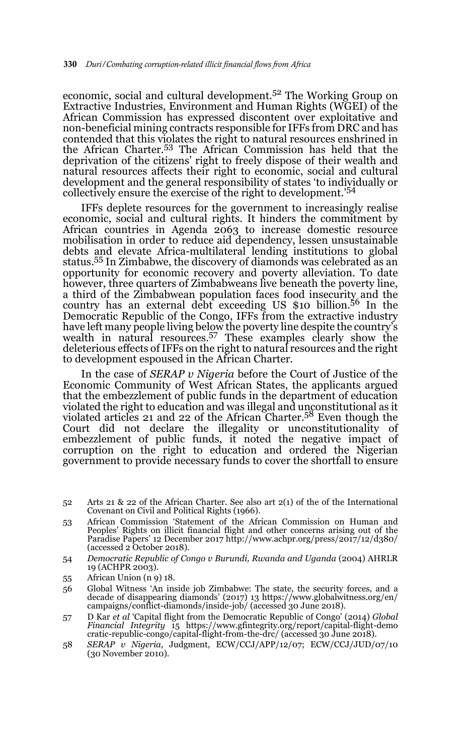economic, social and cultural development.[52] The Working Group on Extractive Industries, Environment and Human Rights (WGEI) of the African Commission has expressed discontent over exploitative and non-beneficial mining contracts responsible for IFFs from DRC and has contended that this violates the right to natural resources enshrined in the African Charter.[53] The African Commission has held that the deprivation of the citizens' right to freely dispose of their wealth and natural resources affects their right to economic, social and cultural development and the general responsibility of states 'to individually or collectively ensure the exercise of the right to development.'[54]

IFFs deplete resources for the government to increasingly realise economic, social and cultural rights. It hinders the commitment by African countries in Agenda 2063 to increase domestic resource mobilisation in order to reduce aid dependency, lessen unsustainable debts and elevate Africa-multilateral lending institutions to global status.[55] In Zimbabwe, the discovery of diamonds was celebrated as an opportunity for economic recovery and poverty alleviation. To date however, three quarters of Zimbabweans live beneath the poverty line, a third of the Zimbabwean population faces food insecurity and the country has an external debt exceeding US $10 billion.[56] In the Democratic Republic of the Congo, IFFs from the extractive industry have left many people living below the poverty line despite the country's wealth in natural resources.[57] These examples clearly show the deleterious effects of IFFs on the right to natural resources and the right to development espoused in the African Charter.

In the case of *SERAP v Nigeria* before the Court of Justice of the Economic Community of West African States, the applicants argued that the embezzlement of public funds in the department of education violated the right to education and was illegal and unconstitutional as it violated articles 21 and 22 of the African Charter.[58] Even though the Court did not declare the illegality or unconstitutionality of embezzlement of public funds, it noted the negative impact of corruption on the right to education and ordered the Nigerian government to provide necessary funds to cover the shortfall to ensure

52 Arts 21 & 22 of the African Charter. See also art 2(1) of the of the International Covenant on Civil and Political Rights (1966).

53 African Commission 'Statement of the African Commission on Human and Peoples' Rights on illicit financial flight and other concerns arising out of the Paradise Papers' 12 December 2017 http://www.achpr.org/press/2017/12/d380/ (accessed 2 October 2018).

54 *Democratic Republic of Congo v Burundi, Rwanda and Uganda* (2004) AHRLR 19 (ACHPR 2003).

55 African Union (n 9) 18.

56 Global Witness 'An inside job Zimbabwe: The state, the security forces, and a decade of disappearing diamonds' (2017) 13 https://www.globalwitness.org/en/campaigns/conflict-diamonds/inside-job/ (accessed 30 June 2018).

57 D Kar *et al* 'Capital flight from the Democratic Republic of Congo' (2014) *Global Financial Integrity* 15 https://www.gfintegrity.org/report/capital-flight-democratic-republic-congo/capital-flight-from-the-drc/ (accessed 30 June 2018).

58 *SERAP v Nigeria*, Judgment, ECW/CCJ/APP/12/07; ECW/CCJ/JUD/07/10 (30 November 2010).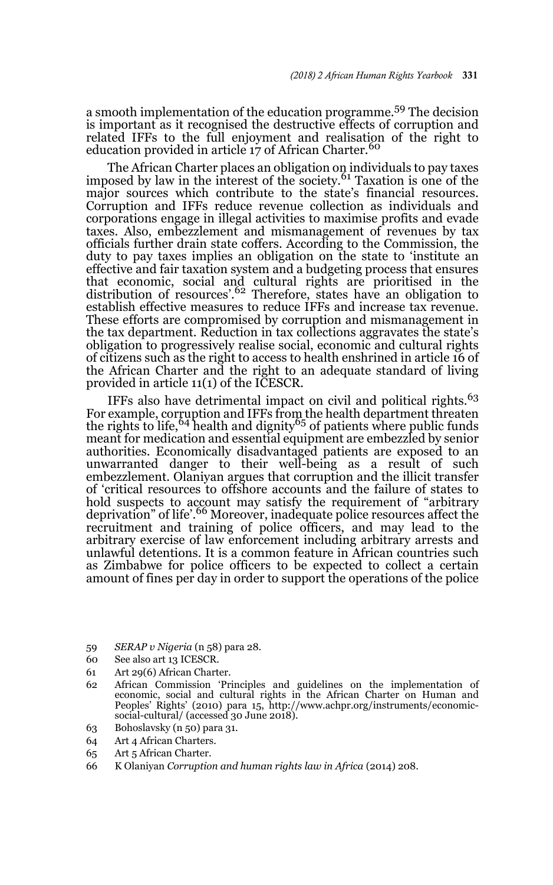a smooth implementation of the education programme.[59] The decision is important as it recognised the destructive effects of corruption and related IFFs to the full enjoyment and realisation of the right to education provided in article 17 of African Charter.[60]

The African Charter places an obligation on individuals to pay taxes imposed by law in the interest of the society.[61] Taxation is one of the major sources which contribute to the state's financial resources. Corruption and IFFs reduce revenue collection as individuals and corporations engage in illegal activities to maximise profits and evade taxes. Also, embezzlement and mismanagement of revenues by tax officials further drain state coffers. According to the Commission, the duty to pay taxes implies an obligation on the state to 'institute an effective and fair taxation system and a budgeting process that ensures that economic, social and cultural rights are prioritised in the distribution of resources'.[62] Therefore, states have an obligation to establish effective measures to reduce IFFs and increase tax revenue. These efforts are compromised by corruption and mismanagement in the tax department. Reduction in tax collections aggravates the state's obligation to progressively realise social, economic and cultural rights of citizens such as the right to access to health enshrined in article 16 of the African Charter and the right to an adequate standard of living provided in article 11(1) of the ICESCR.

IFFs also have detrimental impact on civil and political rights.[63] For example, corruption and IFFs from the health department threaten the rights to life,[64] health and dignity[65] of patients where public funds meant for medication and essential equipment are embezzled by senior authorities. Economically disadvantaged patients are exposed to an unwarranted danger to their well-being as a result of such embezzlement. Olaniyan argues that corruption and the illicit transfer of 'critical resources to offshore accounts and the failure of states to hold suspects to account may satisfy the requirement of "arbitrary deprivation" of life'.[66] Moreover, inadequate police resources affect the recruitment and training of police officers, and may lead to the arbitrary exercise of law enforcement including arbitrary arrests and unlawful detentions. It is a common feature in African countries such as Zimbabwe for police officers to be expected to collect a certain amount of fines per day in order to support the operations of the police

---

59 *SERAP v Nigeria* (n 58) para 28.

60 See also art 13 ICESCR.

61 Art 29(6) African Charter.

62 African Commission 'Principles and guidelines on the implementation of economic, social and cultural rights in the African Charter on Human and Peoples' Rights' (2010) para 15, http://www.achpr.org/instruments/economic-social-cultural/ (accessed 30 June 2018).

63 Bohoslavsky (n 50) para 31.

64 Art 4 African Charters.

65 Art 5 African Charter.

66 K Olaniyan *Corruption and human rights law in Africa* (2014) 208.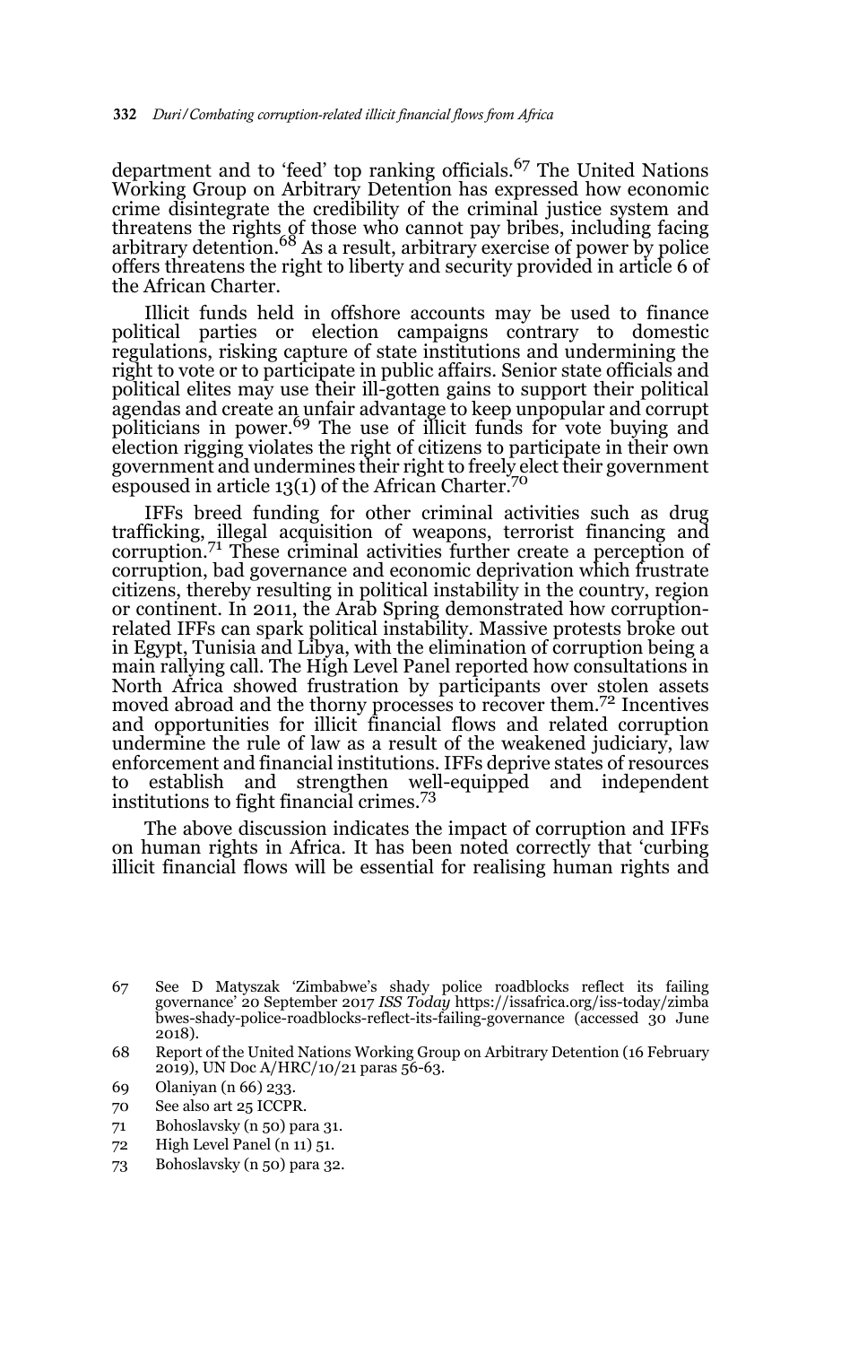department and to 'feed' top ranking officials.[67] The United Nations Working Group on Arbitrary Detention has expressed how economic crime disintegrate the credibility of the criminal justice system and threatens the rights of those who cannot pay bribes, including facing arbitrary detention.[68] As a result, arbitrary exercise of power by police offers threatens the right to liberty and security provided in article 6 of the African Charter.

Illicit funds held in offshore accounts may be used to finance political parties or election campaigns contrary to domestic regulations, risking capture of state institutions and undermining the right to vote or to participate in public affairs. Senior state officials and political elites may use their ill-gotten gains to support their political agendas and create an unfair advantage to keep unpopular and corrupt politicians in power.[69] The use of illicit funds for vote buying and election rigging violates the right of citizens to participate in their own government and undermines their right to freely elect their government espoused in article 13(1) of the African Charter.[70]

IFFs breed funding for other criminal activities such as drug trafficking, illegal acquisition of weapons, terrorist financing and corruption.[71] These criminal activities further create a perception of corruption, bad governance and economic deprivation which frustrate citizens, thereby resulting in political instability in the country, region or continent. In 2011, the Arab Spring demonstrated how corruption-related IFFs can spark political instability. Massive protests broke out in Egypt, Tunisia and Libya, with the elimination of corruption being a main rallying call. The High Level Panel reported how consultations in North Africa showed frustration by participants over stolen assets moved abroad and the thorny processes to recover them.[72] Incentives and opportunities for illicit financial flows and related corruption undermine the rule of law as a result of the weakened judiciary, law enforcement and financial institutions. IFFs deprive states of resources to establish and strengthen well-equipped and independent institutions to fight financial crimes.[73]

The above discussion indicates the impact of corruption and IFFs on human rights in Africa. It has been noted correctly that 'curbing illicit financial flows will be essential for realising human rights and

67 See D Matyszak 'Zimbabwe's shady police roadblocks reflect its failing governance' 20 September 2017 *ISS Today* https://issafrica.org/iss-today/zimbabwes-shady-police-roadblocks-reflect-its-failing-governance (accessed 30 June 2018).

68 Report of the United Nations Working Group on Arbitrary Detention (16 February 2019), UN Doc A/HRC/10/21 paras 56-63.

69 Olaniyan (n 66) 233.

70 See also art 25 ICCPR.

71 Bohoslavsky (n 50) para 31.

72 High Level Panel (n 11) 51.

73 Bohoslavsky (n 50) para 32.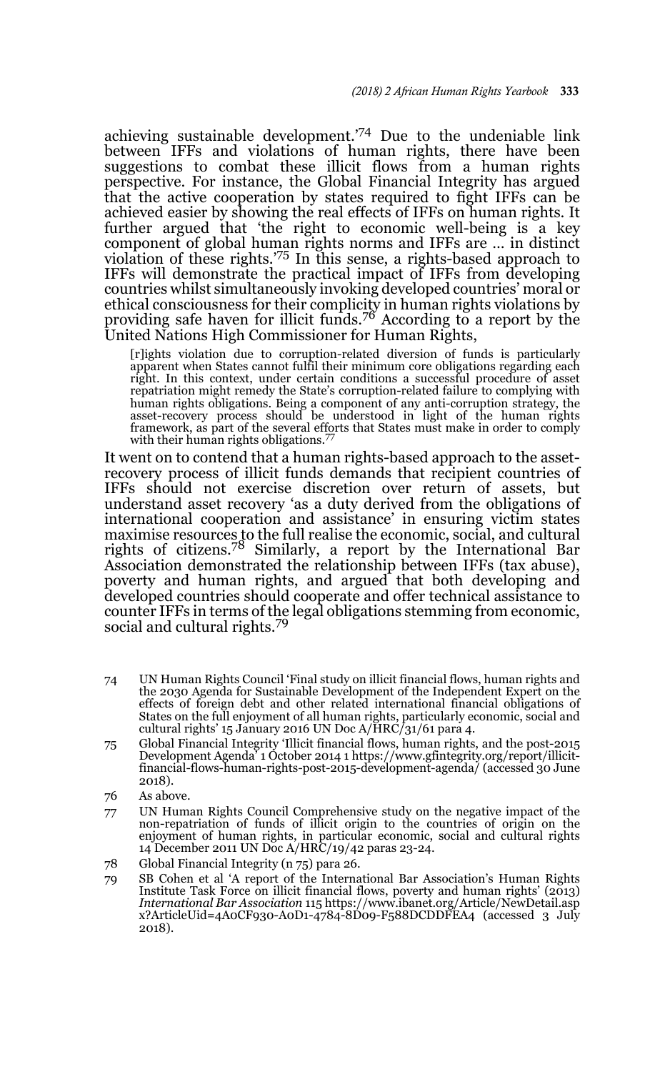achieving sustainable development.'[74] Due to the undeniable link between IFFs and violations of human rights, there have been suggestions to combat these illicit flows from a human rights perspective. For instance, the Global Financial Integrity has argued that the active cooperation by states required to fight IFFs can be achieved easier by showing the real effects of IFFs on human rights. It further argued that 'the right to economic well-being is a key component of global human rights norms and IFFs are … in distinct violation of these rights.'[75] In this sense, a rights-based approach to IFFs will demonstrate the practical impact of IFFs from developing countries whilst simultaneously invoking developed countries' moral or ethical consciousness for their complicity in human rights violations by providing safe haven for illicit funds.[76] According to a report by the United Nations High Commissioner for Human Rights,

> [r]ights violation due to corruption-related diversion of funds is particularly apparent when States cannot fulfil their minimum core obligations regarding each right. In this context, under certain conditions a successful procedure of asset repatriation might remedy the State's corruption-related failure to complying with human rights obligations. Being a component of any anti-corruption strategy, the asset-recovery process should be understood in light of the human rights framework, as part of the several efforts that States must make in order to comply with their human rights obligations.[77]

It went on to contend that a human rights-based approach to the asset-recovery process of illicit funds demands that recipient countries of IFFs should not exercise discretion over return of assets, but understand asset recovery 'as a duty derived from the obligations of international cooperation and assistance' in ensuring victim states maximise resources to the full realise the economic, social, and cultural rights of citizens.[78] Similarly, a report by the International Bar Association demonstrated the relationship between IFFs (tax abuse), poverty and human rights, and argued that both developing and developed countries should cooperate and offer technical assistance to counter IFFs in terms of the legal obligations stemming from economic, social and cultural rights.[79]

---

74 UN Human Rights Council 'Final study on illicit financial flows, human rights and the 2030 Agenda for Sustainable Development of the Independent Expert on the effects of foreign debt and other related international financial obligations of States on the full enjoyment of all human rights, particularly economic, social and cultural rights' 15 January 2016 UN Doc A/HRC/31/61 para 4.

75 Global Financial Integrity 'Illicit financial flows, human rights, and the post-2015 Development Agenda' 1 October 2014 1 https://www.gfintegrity.org/report/illicit-financial-flows-human-rights-post-2015-development-agenda/ (accessed 30 June 2018).

76 As above.

77 UN Human Rights Council Comprehensive study on the negative impact of the non-repatriation of funds of illicit origin to the countries of origin on the enjoyment of human rights, in particular economic, social and cultural rights 14 December 2011 UN Doc A/HRC/19/42 paras 23-24.

78 Global Financial Integrity (n 75) para 26.

79 SB Cohen et al 'A report of the International Bar Association's Human Rights Institute Task Force on illicit financial flows, poverty and human rights' (2013) *International Bar Association* 115 https://www.ibanet.org/Article/NewDetail.aspx?ArticleUid=4A0CF930-A0D1-4784-8D09-F588DCDDFEA4 (accessed 3 July 2018).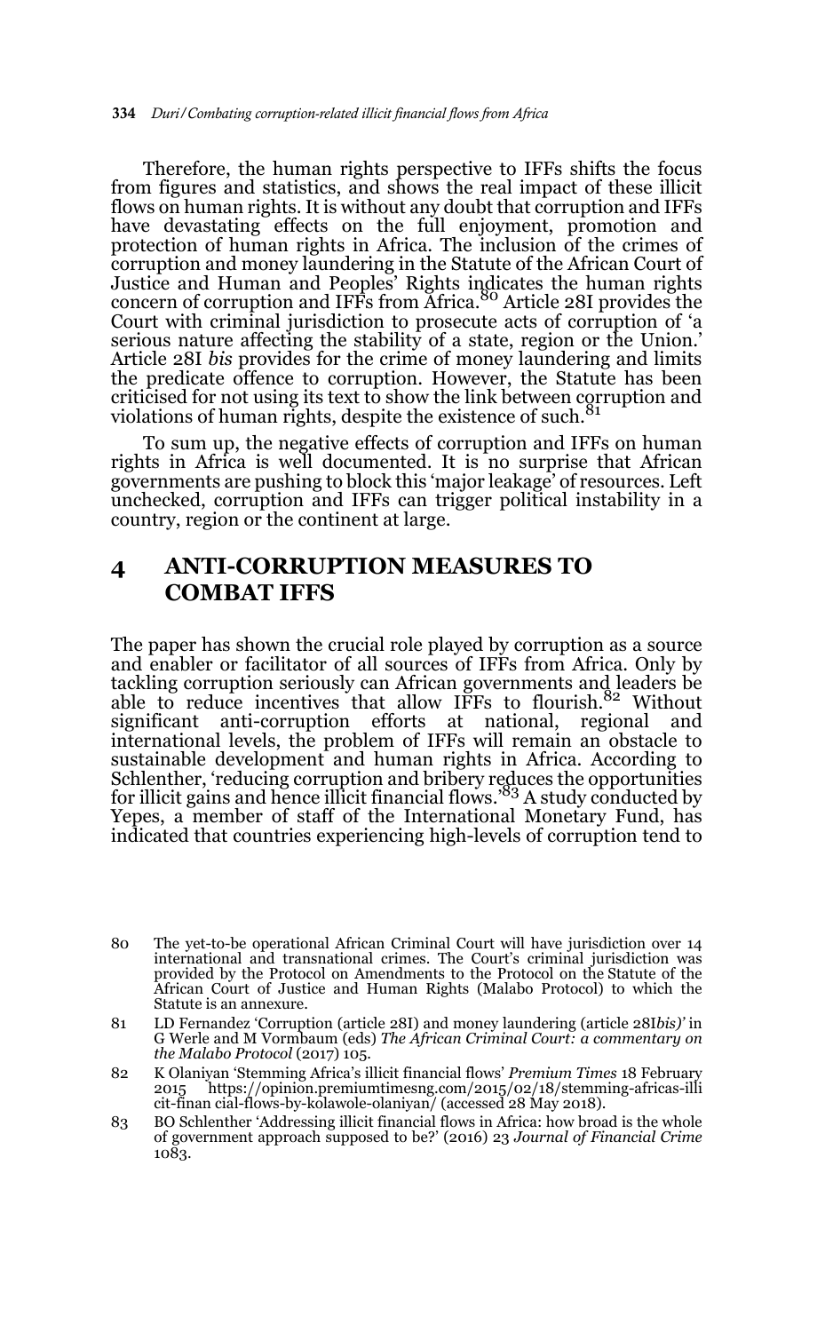Therefore, the human rights perspective to IFFs shifts the focus from figures and statistics, and shows the real impact of these illicit flows on human rights. It is without any doubt that corruption and IFFs have devastating effects on the full enjoyment, promotion and protection of human rights in Africa. The inclusion of the crimes of corruption and money laundering in the Statute of the African Court of Justice and Human and Peoples' Rights indicates the human rights concern of corruption and IFFs from Africa.[80] Article 28I provides the Court with criminal jurisdiction to prosecute acts of corruption of 'a serious nature affecting the stability of a state, region or the Union.' Article 28I *bis* provides for the crime of money laundering and limits the predicate offence to corruption. However, the Statute has been criticised for not using its text to show the link between corruption and violations of human rights, despite the existence of such.[81]

To sum up, the negative effects of corruption and IFFs on human rights in Africa is well documented. It is no surprise that African governments are pushing to block this 'major leakage' of resources. Left unchecked, corruption and IFFs can trigger political instability in a country, region or the continent at large.

## 4 ANTI-CORRUPTION MEASURES TO COMBAT IFFS

The paper has shown the crucial role played by corruption as a source and enabler or facilitator of all sources of IFFs from Africa. Only by tackling corruption seriously can African governments and leaders be able to reduce incentives that allow IFFs to flourish.[82] Without significant anti-corruption efforts at national, regional and international levels, the problem of IFFs will remain an obstacle to sustainable development and human rights in Africa. According to Schlenther, 'reducing corruption and bribery reduces the opportunities for illicit gains and hence illicit financial flows.'[83] A study conducted by Yepes, a member of staff of the International Monetary Fund, has indicated that countries experiencing high-levels of corruption tend to

---

80 The yet-to-be operational African Criminal Court will have jurisdiction over 14 international and transnational crimes. The Court's criminal jurisdiction was provided by the Protocol on Amendments to the Protocol on the Statute of the African Court of Justice and Human Rights (Malabo Protocol) to which the Statute is an annexure.

81 LD Fernandez 'Corruption (article 28I) and money laundering (article 28I*bis)'* in G Werle and M Vormbaum (eds) *The African Criminal Court: a commentary on the Malabo Protocol* (2017) 105.

82 K Olaniyan 'Stemming Africa's illicit financial flows' *Premium Times* 18 February 2015 https://opinion.premiumtimesng.com/2015/02/18/stemming-africas-illicit-financial-flows-by-kolawole-olaniyan/ (accessed 28 May 2018).

83 BO Schlenther 'Addressing illicit financial flows in Africa: how broad is the whole of government approach supposed to be?' (2016) 23 *Journal of Financial Crime* 1083.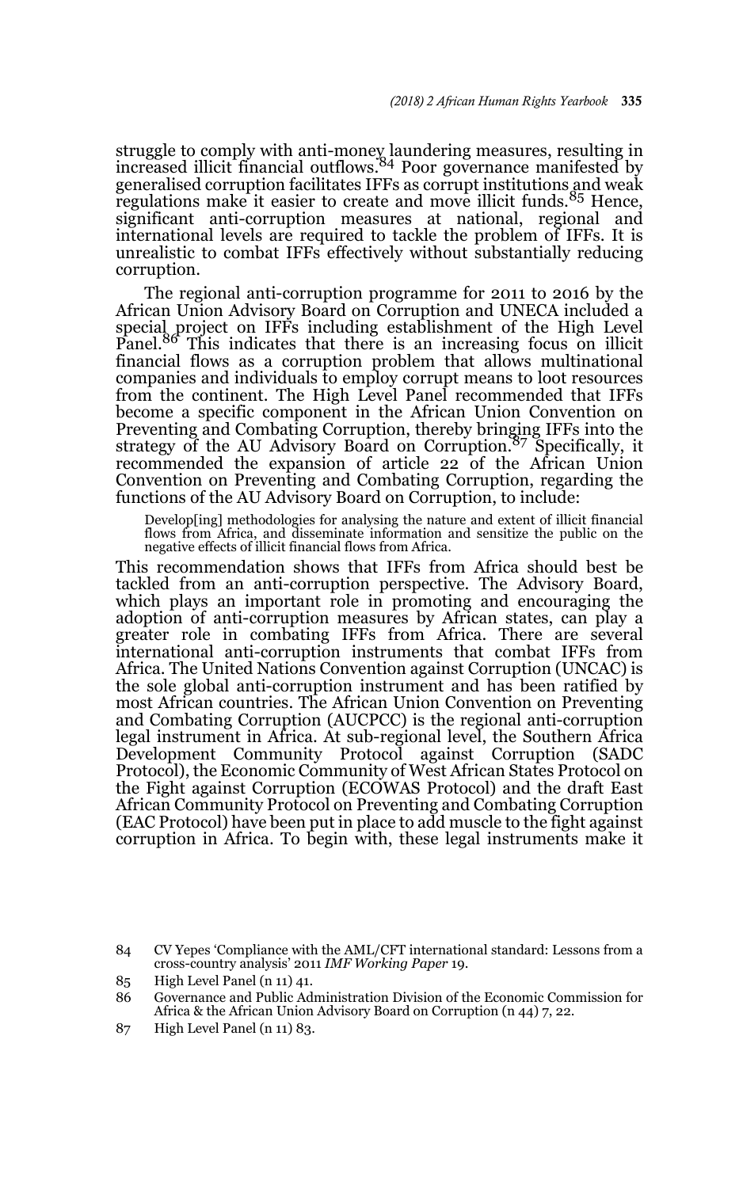struggle to comply with anti-money laundering measures, resulting in increased illicit financial outflows.[84] Poor governance manifested by generalised corruption facilitates IFFs as corrupt institutions and weak regulations make it easier to create and move illicit funds.[85] Hence, significant anti-corruption measures at national, regional and international levels are required to tackle the problem of IFFs. It is unrealistic to combat IFFs effectively without substantially reducing corruption.

The regional anti-corruption programme for 2011 to 2016 by the African Union Advisory Board on Corruption and UNECA included a special project on IFFs including establishment of the High Level Panel.[86] This indicates that there is an increasing focus on illicit financial flows as a corruption problem that allows multinational companies and individuals to employ corrupt means to loot resources from the continent. The High Level Panel recommended that IFFs become a specific component in the African Union Convention on Preventing and Combating Corruption, thereby bringing IFFs into the strategy of the AU Advisory Board on Corruption.[87] Specifically, it recommended the expansion of article 22 of the African Union Convention on Preventing and Combating Corruption, regarding the functions of the AU Advisory Board on Corruption, to include:

> Develop[ing] methodologies for analysing the nature and extent of illicit financial flows from Africa, and disseminate information and sensitize the public on the negative effects of illicit financial flows from Africa.

This recommendation shows that IFFs from Africa should best be tackled from an anti-corruption perspective. The Advisory Board, which plays an important role in promoting and encouraging the adoption of anti-corruption measures by African states, can play a greater role in combating IFFs from Africa. There are several international anti-corruption instruments that combat IFFs from Africa. The United Nations Convention against Corruption (UNCAC) is the sole global anti-corruption instrument and has been ratified by most African countries. The African Union Convention on Preventing and Combating Corruption (AUCPCC) is the regional anti-corruption legal instrument in Africa. At sub-regional level, the Southern Africa Development Community Protocol against Corruption (SADC Protocol), the Economic Community of West African States Protocol on the Fight against Corruption (ECOWAS Protocol) and the draft East African Community Protocol on Preventing and Combating Corruption (EAC Protocol) have been put in place to add muscle to the fight against corruption in Africa. To begin with, these legal instruments make it

---

84 CV Yepes 'Compliance with the AML/CFT international standard: Lessons from a cross-country analysis' 2011 *IMF Working Paper* 19.

85 High Level Panel (n 11) 41.

86 Governance and Public Administration Division of the Economic Commission for Africa & the African Union Advisory Board on Corruption (n 44) 7, 22.

87 High Level Panel (n 11) 83.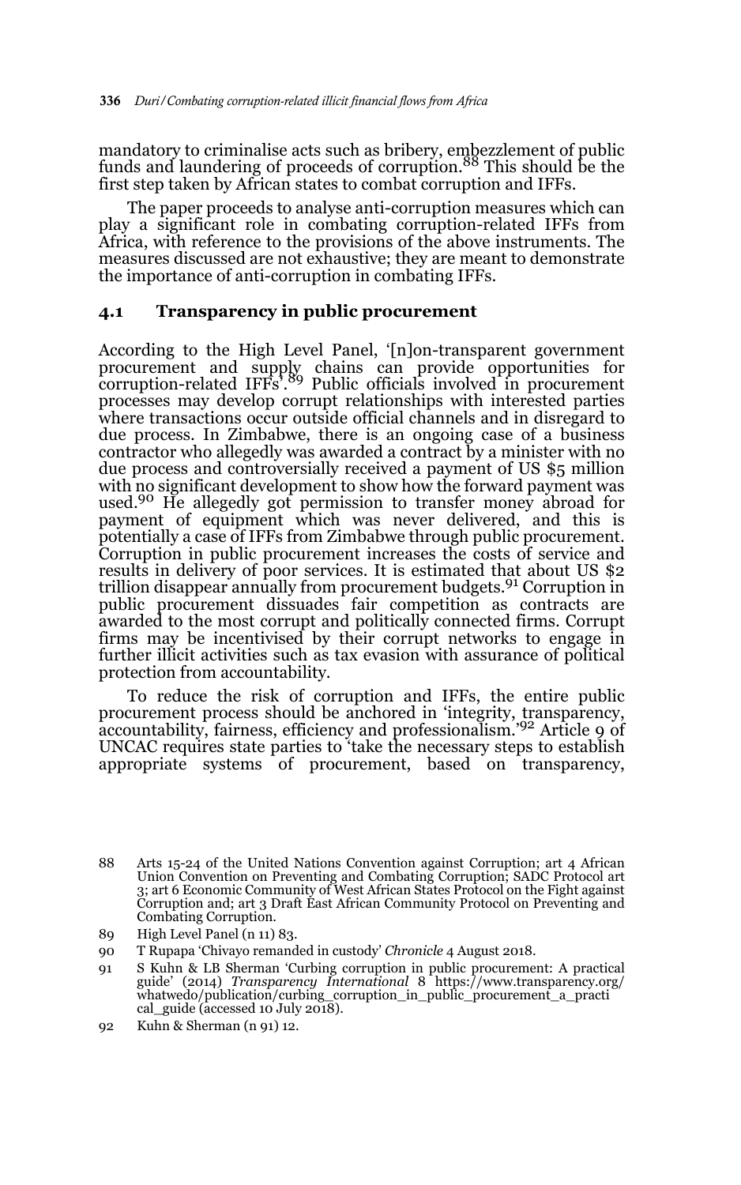mandatory to criminalise acts such as bribery, embezzlement of public funds and laundering of proceeds of corruption.[88] This should be the first step taken by African states to combat corruption and IFFs.

The paper proceeds to analyse anti-corruption measures which can play a significant role in combating corruption-related IFFs from Africa, with reference to the provisions of the above instruments. The measures discussed are not exhaustive; they are meant to demonstrate the importance of anti-corruption in combating IFFs.

### 4.1 Transparency in public procurement

According to the High Level Panel, '[n]on-transparent government procurement and supply chains can provide opportunities for corruption-related IFFs'.[89] Public officials involved in procurement processes may develop corrupt relationships with interested parties where transactions occur outside official channels and in disregard to due process. In Zimbabwe, there is an ongoing case of a business contractor who allegedly was awarded a contract by a minister with no due process and controversially received a payment of US $5 million with no significant development to show how the forward payment was used.[90] He allegedly got permission to transfer money abroad for payment of equipment which was never delivered, and this is potentially a case of IFFs from Zimbabwe through public procurement. Corruption in public procurement increases the costs of service and results in delivery of poor services. It is estimated that about US $2 trillion disappear annually from procurement budgets.[91] Corruption in public procurement dissuades fair competition as contracts are awarded to the most corrupt and politically connected firms. Corrupt firms may be incentivised by their corrupt networks to engage in further illicit activities such as tax evasion with assurance of political protection from accountability.

To reduce the risk of corruption and IFFs, the entire public procurement process should be anchored in 'integrity, transparency, accountability, fairness, efficiency and professionalism.'[92] Article 9 of UNCAC requires state parties to 'take the necessary steps to establish appropriate systems of procurement, based on transparency,

---

88 Arts 15-24 of the United Nations Convention against Corruption; art 4 African Union Convention on Preventing and Combating Corruption; SADC Protocol art 3; art 6 Economic Community of West African States Protocol on the Fight against Corruption and; art 3 Draft East African Community Protocol on Preventing and Combating Corruption.

89 High Level Panel (n 11) 83.

90 T Rupapa 'Chivayo remanded in custody' *Chronicle* 4 August 2018.

91 S Kuhn & LB Sherman 'Curbing corruption in public procurement: A practical guide' (2014) *Transparency International* 8 https://www.transparency.org/whatwedo/publication/curbing_corruption_in_public_procurement_a_practical_guide (accessed 10 July 2018).

92 Kuhn & Sherman (n 91) 12.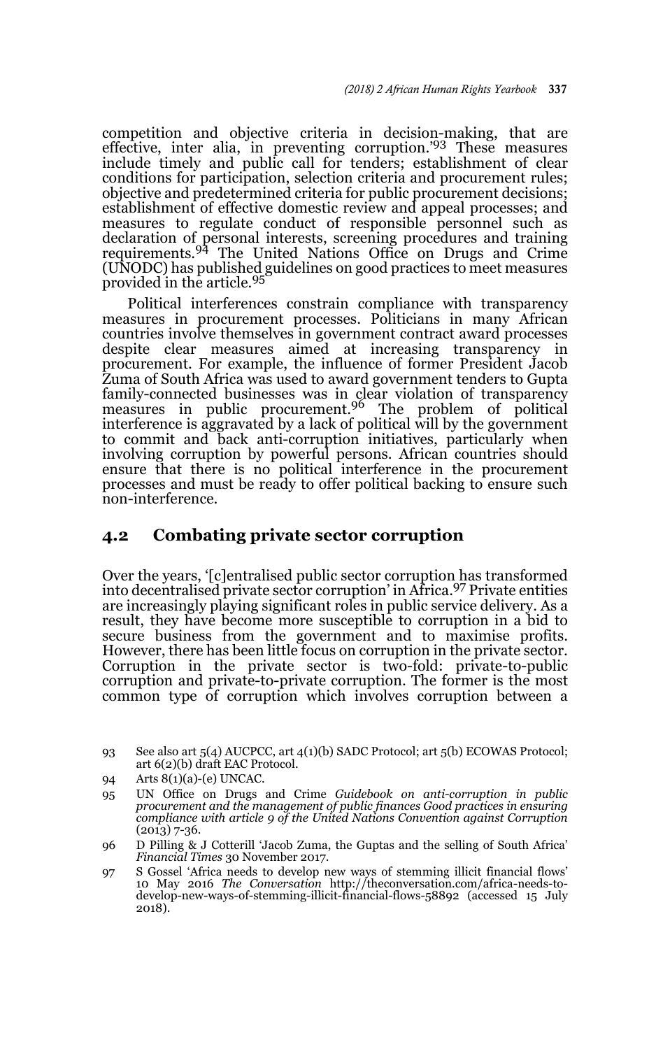competition and objective criteria in decision-making, that are effective, inter alia, in preventing corruption.'[93] These measures include timely and public call for tenders; establishment of clear conditions for participation, selection criteria and procurement rules; objective and predetermined criteria for public procurement decisions; establishment of effective domestic review and appeal processes; and measures to regulate conduct of responsible personnel such as declaration of personal interests, screening procedures and training requirements.[94] The United Nations Office on Drugs and Crime (UNODC) has published guidelines on good practices to meet measures provided in the article.[95]

Political interferences constrain compliance with transparency measures in procurement processes. Politicians in many African countries involve themselves in government contract award processes despite clear measures aimed at increasing transparency in procurement. For example, the influence of former President Jacob Zuma of South Africa was used to award government tenders to Gupta family-connected businesses was in clear violation of transparency measures in public procurement.[96] The problem of political interference is aggravated by a lack of political will by the government to commit and back anti-corruption initiatives, particularly when involving corruption by powerful persons. African countries should ensure that there is no political interference in the procurement processes and must be ready to offer political backing to ensure such non-interference.

## 4.2 Combating private sector corruption

Over the years, '[c]entralised public sector corruption has transformed into decentralised private sector corruption' in Africa.[97] Private entities are increasingly playing significant roles in public service delivery. As a result, they have become more susceptible to corruption in a bid to secure business from the government and to maximise profits. However, there has been little focus on corruption in the private sector. Corruption in the private sector is two-fold: private-to-public corruption and private-to-private corruption. The former is the most common type of corruption which involves corruption between a

93 See also art 5(4) AUCPCC, art 4(1)(b) SADC Protocol; art 5(b) ECOWAS Protocol; art 6(2)(b) draft EAC Protocol.

94 Arts 8(1)(a)-(e) UNCAC.

95 UN Office on Drugs and Crime *Guidebook on anti-corruption in public procurement and the management of public finances Good practices in ensuring compliance with article 9 of the United Nations Convention against Corruption* (2013) 7-36.

96 D Pilling & J Cotterill 'Jacob Zuma, the Guptas and the selling of South Africa' *Financial Times* 30 November 2017.

97 S Gossel 'Africa needs to develop new ways of stemming illicit financial flows' 10 May 2016 *The Conversation* http://theconversation.com/africa-needs-to-develop-new-ways-of-stemming-illicit-financial-flows-58892 (accessed 15 July 2018).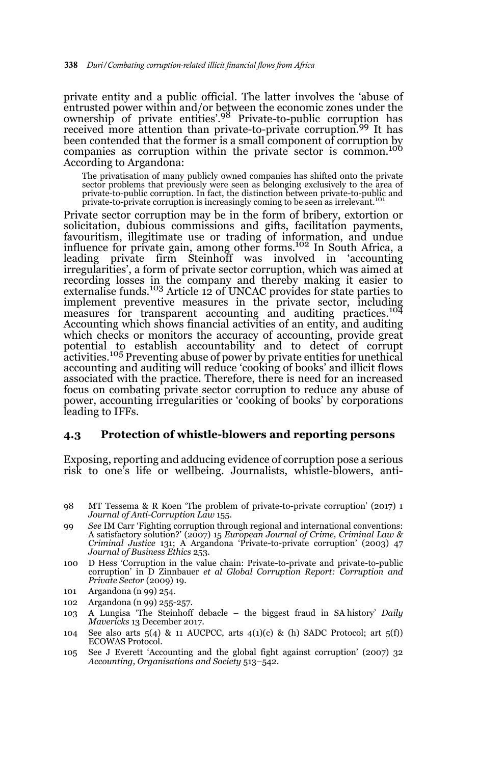private entity and a public official. The latter involves the 'abuse of entrusted power within and/or between the economic zones under the ownership of private entities'.[98] Private-to-public corruption has received more attention than private-to-private corruption.[99] It has been contended that the former is a small component of corruption by companies as corruption within the private sector is common.[100] According to Argandona:

> The privatisation of many publicly owned companies has shifted onto the private sector problems that previously were seen as belonging exclusively to the area of private-to-public corruption. In fact, the distinction between private-to-public and private-to-private corruption is increasingly coming to be seen as irrelevant.[101]

Private sector corruption may be in the form of bribery, extortion or solicitation, dubious commissions and gifts, facilitation payments, favouritism, illegitimate use or trading of information, and undue influence for private gain, among other forms.[102] In South Africa, a leading private firm Steinhoff was involved in 'accounting irregularities', a form of private sector corruption, which was aimed at recording losses in the company and thereby making it easier to externalise funds.[103] Article 12 of UNCAC provides for state parties to implement preventive measures in the private sector, including measures for transparent accounting and auditing practices.[104] Accounting which shows financial activities of an entity, and auditing which checks or monitors the accuracy of accounting, provide great potential to establish accountability and to detect of corrupt activities.[105] Preventing abuse of power by private entities for unethical accounting and auditing will reduce 'cooking of books' and illicit flows associated with the practice. Therefore, there is need for an increased focus on combating private sector corruption to reduce any abuse of power, accounting irregularities or 'cooking of books' by corporations leading to IFFs.

### 4.3 Protection of whistle-blowers and reporting persons

Exposing, reporting and adducing evidence of corruption pose a serious risk to one's life or wellbeing. Journalists, whistle-blowers, anti-

---

98 MT Tessema & R Koen 'The problem of private-to-private corruption' (2017) 1 *Journal of Anti-Corruption Law* 155.

99 *See* IM Carr 'Fighting corruption through regional and international conventions: A satisfactory solution?' (2007) 15 *European Journal of Crime, Criminal Law & Criminal Justice* 131; A Argandona 'Private-to-private corruption' (2003) 47 *Journal of Business Ethics* 253.

100 D Hess 'Corruption in the value chain: Private-to-private and private-to-public corruption' in D Zinnbauer *et al Global Corruption Report: Corruption and Private Sector* (2009) 19.

101 Argandona (n 99) 254.

102 Argandona (n 99) 255-257.

103 A Lungisa 'The Steinhoff debacle – the biggest fraud in SA history' *Daily Mavericks* 13 December 2017.

104 See also arts 5(4) & 11 AUCPCC, arts 4(1)(c) & (h) SADC Protocol; art 5(f)) ECOWAS Protocol.

105 See J Everett 'Accounting and the global fight against corruption' (2007) 32 *Accounting, Organisations and Society* 513–542.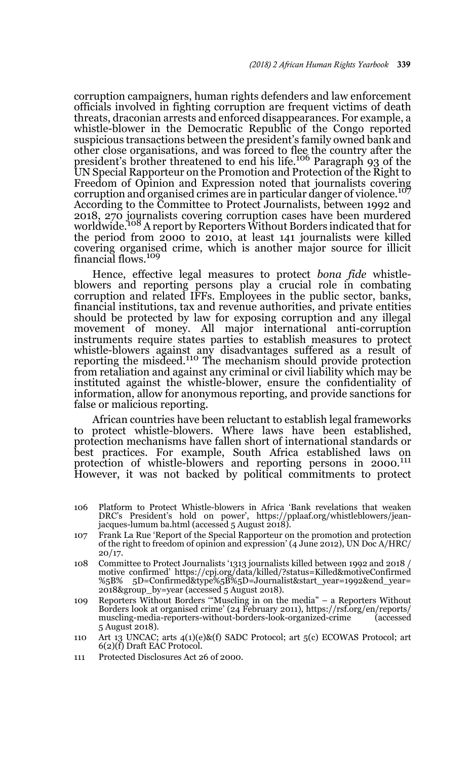corruption campaigners, human rights defenders and law enforcement officials involved in fighting corruption are frequent victims of death threats, draconian arrests and enforced disappearances. For example, a whistle-blower in the Democratic Republic of the Congo reported suspicious transactions between the president's family owned bank and other close organisations, and was forced to flee the country after the president's brother threatened to end his life.[106] Paragraph 93 of the UN Special Rapporteur on the Promotion and Protection of the Right to Freedom of Opinion and Expression noted that journalists covering corruption and organised crimes are in particular danger of violence.[107] According to the Committee to Protect Journalists, between 1992 and 2018, 270 journalists covering corruption cases have been murdered worldwide.[108] A report by Reporters Without Borders indicated that for the period from 2000 to 2010, at least 141 journalists were killed covering organised crime, which is another major source for illicit financial flows.[109]

Hence, effective legal measures to protect *bona fide* whistle-blowers and reporting persons play a crucial role in combating corruption and related IFFs. Employees in the public sector, banks, financial institutions, tax and revenue authorities, and private entities should be protected by law for exposing corruption and any illegal movement of money. All major international anti-corruption instruments require states parties to establish measures to protect whistle-blowers against any disadvantages suffered as a result of reporting the misdeed.[110] The mechanism should provide protection from retaliation and against any criminal or civil liability which may be instituted against the whistle-blower, ensure the confidentiality of information, allow for anonymous reporting, and provide sanctions for false or malicious reporting.

African countries have been reluctant to establish legal frameworks to protect whistle-blowers. Where laws have been established, protection mechanisms have fallen short of international standards or best practices. For example, South Africa established laws on protection of whistle-blowers and reporting persons in 2000.[111] However, it was not backed by political commitments to protect

106 Platform to Protect Whistle-blowers in Africa 'Bank revelations that weaken DRC's President's hold on power', https://pplaaf.org/whistleblowers/jean-jacques-lumum ba.html (accessed 5 August 2018).

107 Frank La Rue 'Report of the Special Rapporteur on the promotion and protection of the right to freedom of opinion and expression' (4 June 2012), UN Doc A/HRC/20/17.

108 Committee to Protect Journalists '1313 journalists killed between 1992 and 2018 / motive confirmed' https://cpj.org/data/killed/?status=Killed&motiveConfirmed%5B% 5D=Confirmed&type%5B%5D=Journalist&start_year=1992&end_year=2018&group_by=year (accessed 5 August 2018).

109 Reporters Without Borders '"Muscling in on the media" – a Reporters Without Borders look at organised crime' (24 February 2011), https://rsf.org/en/reports/muscling-media-reporters-without-borders-look-organized-crime (accessed 5 August 2018).

110 Art 13 UNCAC; arts 4(1)(e)&(f) SADC Protocol; art 5(c) ECOWAS Protocol; art 6(2)(f) Draft EAC Protocol.

111 Protected Disclosures Act 26 of 2000.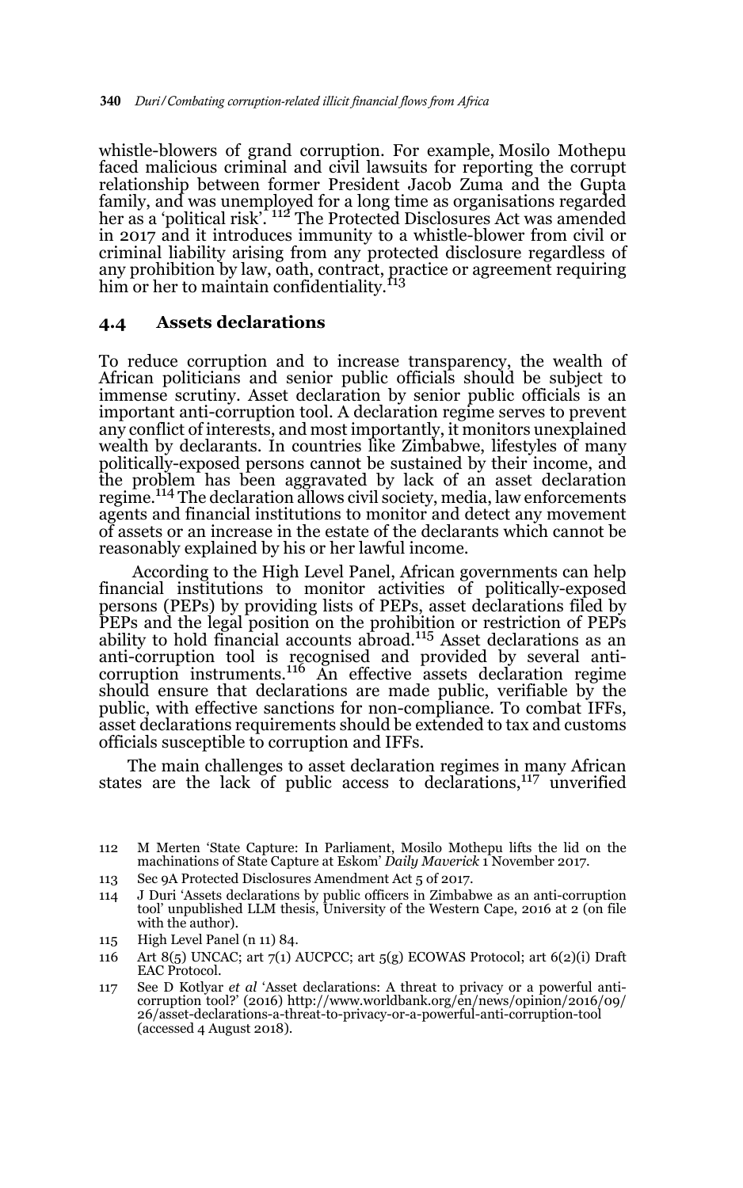whistle-blowers of grand corruption. For example, Mosilo Mothepu faced malicious criminal and civil lawsuits for reporting the corrupt relationship between former President Jacob Zuma and the Gupta family, and was unemployed for a long time as organisations regarded her as a 'political risk'. [112] The Protected Disclosures Act was amended in 2017 and it introduces immunity to a whistle-blower from civil or criminal liability arising from any protected disclosure regardless of any prohibition by law, oath, contract, practice or agreement requiring him or her to maintain confidentiality.[113]

### 4.4 Assets declarations

To reduce corruption and to increase transparency, the wealth of African politicians and senior public officials should be subject to immense scrutiny. Asset declaration by senior public officials is an important anti-corruption tool. A declaration regime serves to prevent any conflict of interests, and most importantly, it monitors unexplained wealth by declarants. In countries like Zimbabwe, lifestyles of many politically-exposed persons cannot be sustained by their income, and the problem has been aggravated by lack of an asset declaration regime.[114] The declaration allows civil society, media, law enforcements agents and financial institutions to monitor and detect any movement of assets or an increase in the estate of the declarants which cannot be reasonably explained by his or her lawful income.

According to the High Level Panel, African governments can help financial institutions to monitor activities of politically-exposed persons (PEPs) by providing lists of PEPs, asset declarations filed by PEPs and the legal position on the prohibition or restriction of PEPs ability to hold financial accounts abroad.[115] Asset declarations as an anti-corruption tool is recognised and provided by several anti-corruption instruments.[116] An effective assets declaration regime should ensure that declarations are made public, verifiable by the public, with effective sanctions for non-compliance. To combat IFFs, asset declarations requirements should be extended to tax and customs officials susceptible to corruption and IFFs.

The main challenges to asset declaration regimes in many African states are the lack of public access to declarations,[117] unverified

---

112 M Merten 'State Capture: In Parliament, Mosilo Mothepu lifts the lid on the machinations of State Capture at Eskom' *Daily Maverick* 1 November 2017.

113 Sec 9A Protected Disclosures Amendment Act 5 of 2017.

114 J Duri 'Assets declarations by public officers in Zimbabwe as an anti-corruption tool' unpublished LLM thesis, University of the Western Cape, 2016 at 2 (on file with the author).

115 High Level Panel (n 11) 84.

116 Art 8(5) UNCAC; art 7(1) AUCPCC; art 5(g) ECOWAS Protocol; art 6(2)(i) Draft EAC Protocol.

117 See D Kotlyar *et al* 'Asset declarations: A threat to privacy or a powerful anti-corruption tool?' (2016) http://www.worldbank.org/en/news/opinion/2016/09/26/asset-declarations-a-threat-to-privacy-or-a-powerful-anti-corruption-tool (accessed 4 August 2018).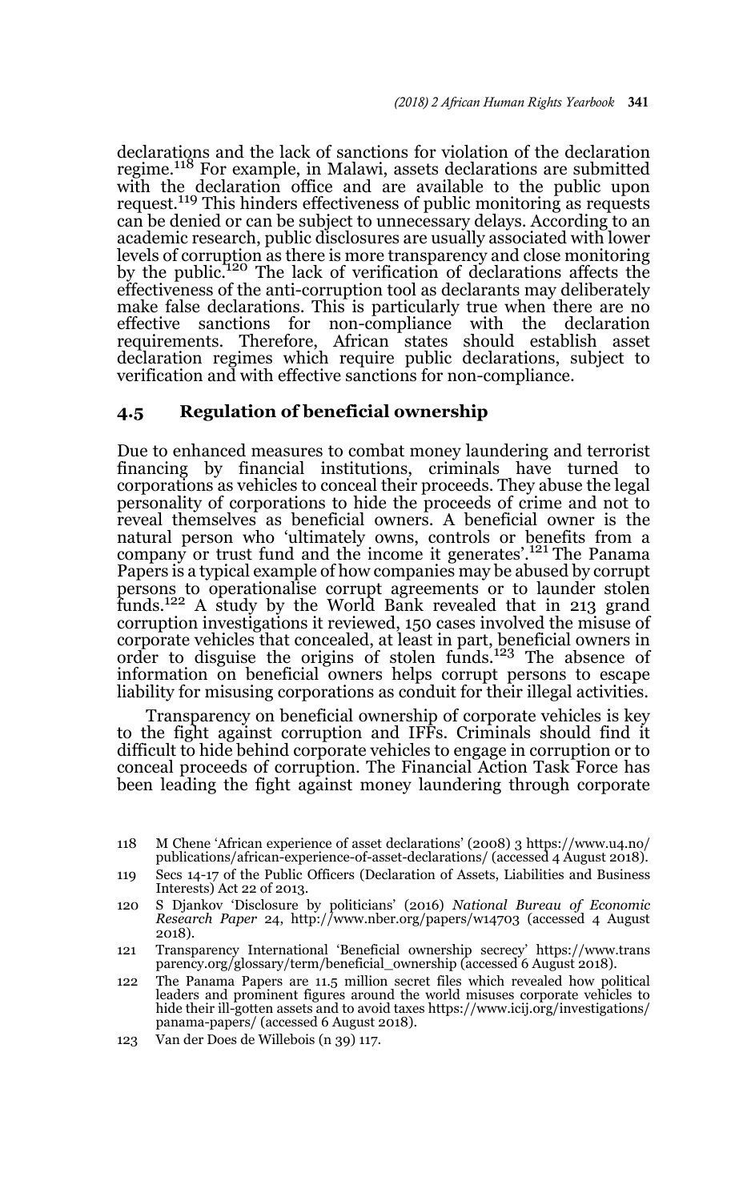declarations and the lack of sanctions for violation of the declaration regime.[118] For example, in Malawi, assets declarations are submitted with the declaration office and are available to the public upon request.[119] This hinders effectiveness of public monitoring as requests can be denied or can be subject to unnecessary delays. According to an academic research, public disclosures are usually associated with lower levels of corruption as there is more transparency and close monitoring by the public.[120] The lack of verification of declarations affects the effectiveness of the anti-corruption tool as declarants may deliberately make false declarations. This is particularly true when there are no effective sanctions for non-compliance with the declaration requirements. Therefore, African states should establish asset declaration regimes which require public declarations, subject to verification and with effective sanctions for non-compliance.

### 4.5 Regulation of beneficial ownership

Due to enhanced measures to combat money laundering and terrorist financing by financial institutions, criminals have turned to corporations as vehicles to conceal their proceeds. They abuse the legal personality of corporations to hide the proceeds of crime and not to reveal themselves as beneficial owners. A beneficial owner is the natural person who 'ultimately owns, controls or benefits from a company or trust fund and the income it generates'.[121] The Panama Papers is a typical example of how companies may be abused by corrupt persons to operationalise corrupt agreements or to launder stolen funds.[122] A study by the World Bank revealed that in 213 grand corruption investigations it reviewed, 150 cases involved the misuse of corporate vehicles that concealed, at least in part, beneficial owners in order to disguise the origins of stolen funds.[123] The absence of information on beneficial owners helps corrupt persons to escape liability for misusing corporations as conduit for their illegal activities.

Transparency on beneficial ownership of corporate vehicles is key to the fight against corruption and IFFs. Criminals should find it difficult to hide behind corporate vehicles to engage in corruption or to conceal proceeds of corruption. The Financial Action Task Force has been leading the fight against money laundering through corporate

118 M Chene 'African experience of asset declarations' (2008) 3 https://www.u4.no/publications/african-experience-of-asset-declarations/ (accessed 4 August 2018).

119 Secs 14-17 of the Public Officers (Declaration of Assets, Liabilities and Business Interests) Act 22 of 2013.

120 S Djankov 'Disclosure by politicians' (2016) *National Bureau of Economic Research Paper* 24, http://www.nber.org/papers/w14703 (accessed 4 August 2018).

121 Transparency International 'Beneficial ownership secrecy' https://www.transparency.org/glossary/term/beneficial_ownership (accessed 6 August 2018).

122 The Panama Papers are 11.5 million secret files which revealed how political leaders and prominent figures around the world misuses corporate vehicles to hide their ill-gotten assets and to avoid taxes https://www.icij.org/investigations/panama-papers/ (accessed 6 August 2018).

123 Van der Does de Willebois (n 39) 117.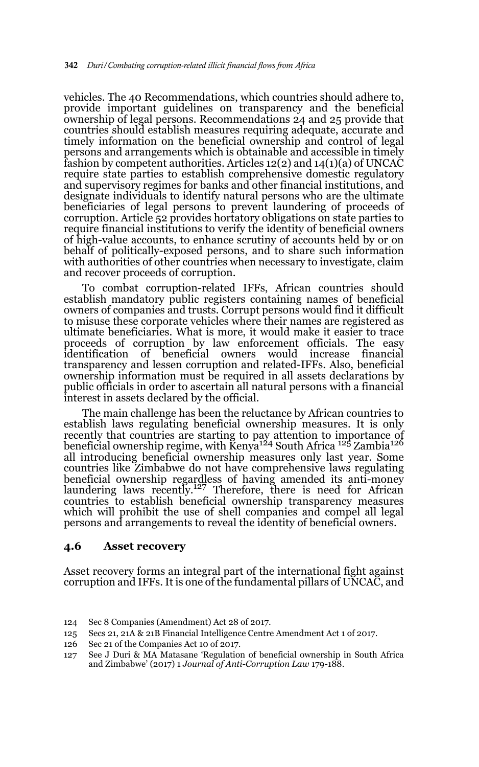vehicles. The 40 Recommendations, which countries should adhere to, provide important guidelines on transparency and the beneficial ownership of legal persons. Recommendations 24 and 25 provide that countries should establish measures requiring adequate, accurate and timely information on the beneficial ownership and control of legal persons and arrangements which is obtainable and accessible in timely fashion by competent authorities. Articles 12(2) and 14(1)(a) of UNCAC require state parties to establish comprehensive domestic regulatory and supervisory regimes for banks and other financial institutions, and designate individuals to identify natural persons who are the ultimate beneficiaries of legal persons to prevent laundering of proceeds of corruption. Article 52 provides hortatory obligations on state parties to require financial institutions to verify the identity of beneficial owners of high-value accounts, to enhance scrutiny of accounts held by or on behalf of politically-exposed persons, and to share such information with authorities of other countries when necessary to investigate, claim and recover proceeds of corruption.

To combat corruption-related IFFs, African countries should establish mandatory public registers containing names of beneficial owners of companies and trusts. Corrupt persons would find it difficult to misuse these corporate vehicles where their names are registered as ultimate beneficiaries. What is more, it would make it easier to trace proceeds of corruption by law enforcement officials. The easy identification of beneficial owners would increase financial transparency and lessen corruption and related-IFFs. Also, beneficial ownership information must be required in all assets declarations by public officials in order to ascertain all natural persons with a financial interest in assets declared by the official.

The main challenge has been the reluctance by African countries to establish laws regulating beneficial ownership measures. It is only recently that countries are starting to pay attention to importance of beneficial ownership regime, with Kenya[124] South Africa [125] Zambia[126] all introducing beneficial ownership measures only last year. Some countries like Zimbabwe do not have comprehensive laws regulating beneficial ownership regardless of having amended its anti-money laundering laws recently.[127] Therefore, there is need for African countries to establish beneficial ownership transparency measures which will prohibit the use of shell companies and compel all legal persons and arrangements to reveal the identity of beneficial owners.

### 4.6 Asset recovery

Asset recovery forms an integral part of the international fight against corruption and IFFs. It is one of the fundamental pillars of UNCAC, and

124 Sec 8 Companies (Amendment) Act 28 of 2017.

125 Secs 21, 21A & 21B Financial Intelligence Centre Amendment Act 1 of 2017.

126 Sec 21 of the Companies Act 10 of 2017.

127 See J Duri & MA Matasane 'Regulation of beneficial ownership in South Africa and Zimbabwe' (2017) 1 *Journal of Anti-Corruption Law* 179-188.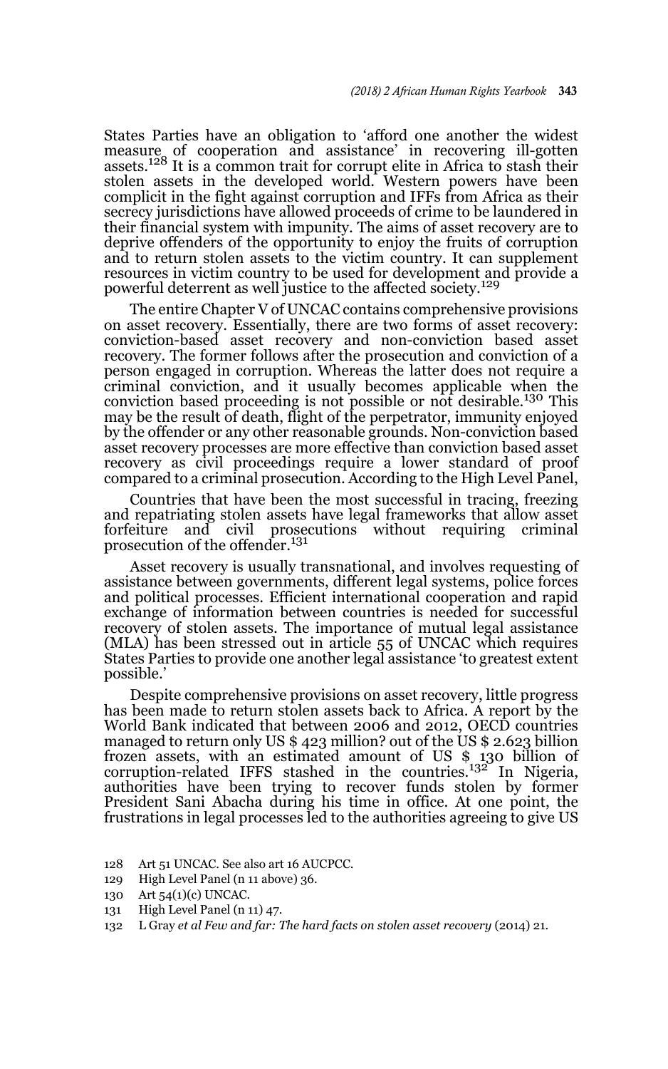States Parties have an obligation to 'afford one another the widest measure of cooperation and assistance' in recovering ill-gotten assets.[128] It is a common trait for corrupt elite in Africa to stash their stolen assets in the developed world. Western powers have been complicit in the fight against corruption and IFFs from Africa as their secrecy jurisdictions have allowed proceeds of crime to be laundered in their financial system with impunity. The aims of asset recovery are to deprive offenders of the opportunity to enjoy the fruits of corruption and to return stolen assets to the victim country. It can supplement resources in victim country to be used for development and provide a powerful deterrent as well justice to the affected society.[129]

The entire Chapter V of UNCAC contains comprehensive provisions on asset recovery. Essentially, there are two forms of asset recovery: conviction-based asset recovery and non-conviction based asset recovery. The former follows after the prosecution and conviction of a person engaged in corruption. Whereas the latter does not require a criminal conviction, and it usually becomes applicable when the conviction based proceeding is not possible or not desirable.[130] This may be the result of death, flight of the perpetrator, immunity enjoyed by the offender or any other reasonable grounds. Non-conviction based asset recovery processes are more effective than conviction based asset recovery as civil proceedings require a lower standard of proof compared to a criminal prosecution. According to the High Level Panel,

> Countries that have been the most successful in tracing, freezing and repatriating stolen assets have legal frameworks that allow asset forfeiture and civil prosecutions without requiring criminal prosecution of the offender.[131]

Asset recovery is usually transnational, and involves requesting of assistance between governments, different legal systems, police forces and political processes. Efficient international cooperation and rapid exchange of information between countries is needed for successful recovery of stolen assets. The importance of mutual legal assistance (MLA) has been stressed out in article 55 of UNCAC which requires States Parties to provide one another legal assistance 'to greatest extent possible.'

Despite comprehensive provisions on asset recovery, little progress has been made to return stolen assets back to Africa. A report by the World Bank indicated that between 2006 and 2012, OECD countries managed to return only US $ 423 million? out of the US $ 2.623 billion frozen assets, with an estimated amount of US $ 130 billion of corruption-related IFFS stashed in the countries.[132] In Nigeria, authorities have been trying to recover funds stolen by former President Sani Abacha during his time in office. At one point, the frustrations in legal processes led to the authorities agreeing to give US

---

128 Art 51 UNCAC. See also art 16 AUCPCC.

129 High Level Panel (n 11 above) 36.

130 Art 54(1)(c) UNCAC.

131 High Level Panel (n 11) 47.

132 L Gray *et al Few and far: The hard facts on stolen asset recovery* (2014) 21.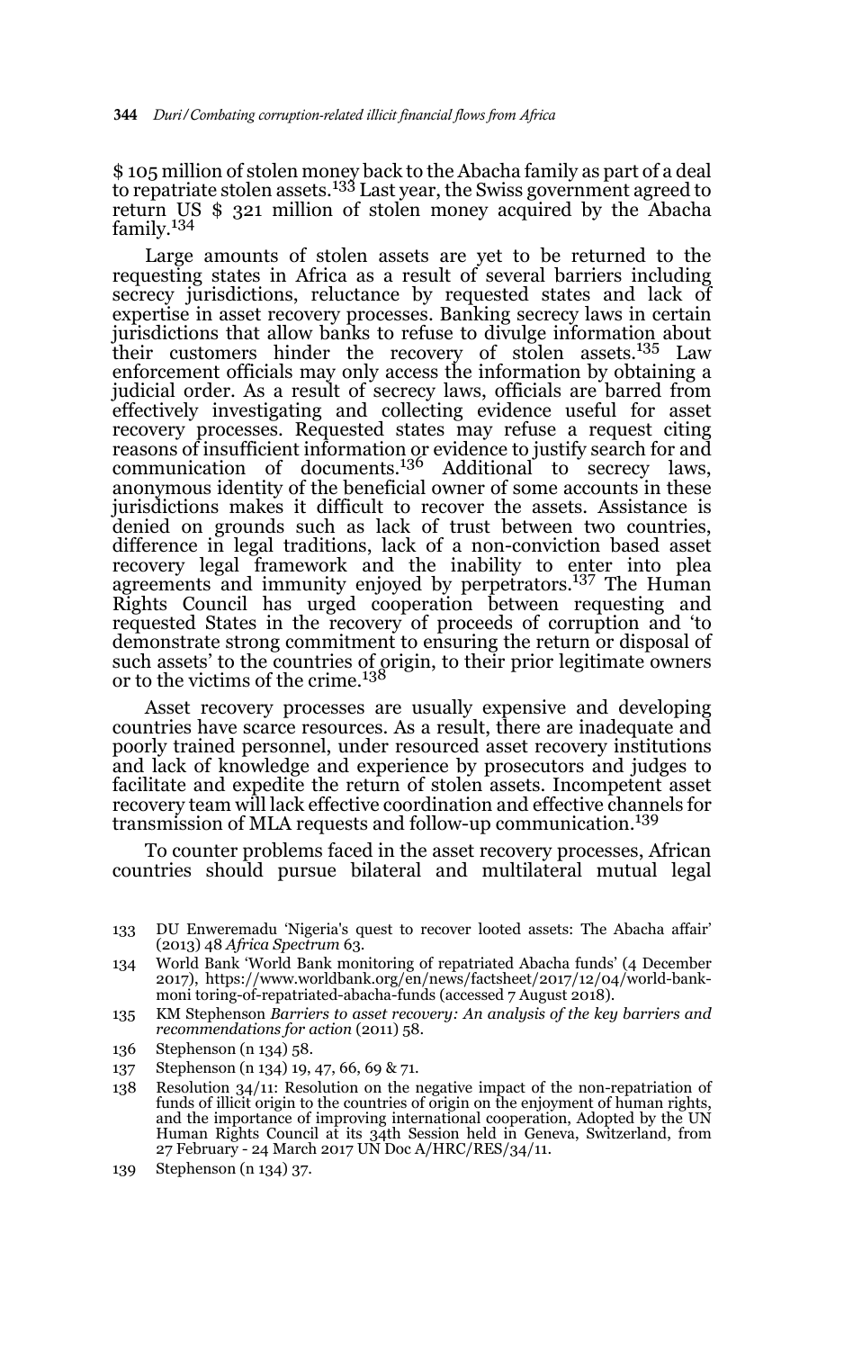$ 105 million of stolen money back to the Abacha family as part of a deal to repatriate stolen assets.[133] Last year, the Swiss government agreed to return US $ 321 million of stolen money acquired by the Abacha family.[134]

Large amounts of stolen assets are yet to be returned to the requesting states in Africa as a result of several barriers including secrecy jurisdictions, reluctance by requested states and lack of expertise in asset recovery processes. Banking secrecy laws in certain jurisdictions that allow banks to refuse to divulge information about their customers hinder the recovery of stolen assets.[135] Law enforcement officials may only access the information by obtaining a judicial order. As a result of secrecy laws, officials are barred from effectively investigating and collecting evidence useful for asset recovery processes. Requested states may refuse a request citing reasons of insufficient information or evidence to justify search for and communication of documents.[136] Additional to secrecy laws, anonymous identity of the beneficial owner of some accounts in these jurisdictions makes it difficult to recover the assets. Assistance is denied on grounds such as lack of trust between two countries, difference in legal traditions, lack of a non-conviction based asset recovery legal framework and the inability to enter into plea agreements and immunity enjoyed by perpetrators.[137] The Human Rights Council has urged cooperation between requesting and requested States in the recovery of proceeds of corruption and 'to demonstrate strong commitment to ensuring the return or disposal of such assets' to the countries of origin, to their prior legitimate owners or to the victims of the crime.[138]

Asset recovery processes are usually expensive and developing countries have scarce resources. As a result, there are inadequate and poorly trained personnel, under resourced asset recovery institutions and lack of knowledge and experience by prosecutors and judges to facilitate and expedite the return of stolen assets. Incompetent asset recovery team will lack effective coordination and effective channels for transmission of MLA requests and follow-up communication.[139]

To counter problems faced in the asset recovery processes, African countries should pursue bilateral and multilateral mutual legal

133 DU Enweremadu 'Nigeria's quest to recover looted assets: The Abacha affair' (2013) 48 *Africa Spectrum* 63.

134 World Bank 'World Bank monitoring of repatriated Abacha funds' (4 December 2017), https://www.worldbank.org/en/news/factsheet/2017/12/04/world-bank-moni toring-of-repatriated-abacha-funds (accessed 7 August 2018).

135 KM Stephenson *Barriers to asset recovery: An analysis of the key barriers and recommendations for action* (2011) 58.

136 Stephenson (n 134) 58.

137 Stephenson (n 134) 19, 47, 66, 69 & 71.

138 Resolution 34/11: Resolution on the negative impact of the non-repatriation of funds of illicit origin to the countries of origin on the enjoyment of human rights, and the importance of improving international cooperation, Adopted by the UN Human Rights Council at its 34th Session held in Geneva, Switzerland, from 27 February - 24 March 2017 UN Doc A/HRC/RES/34/11.

139 Stephenson (n 134) 37.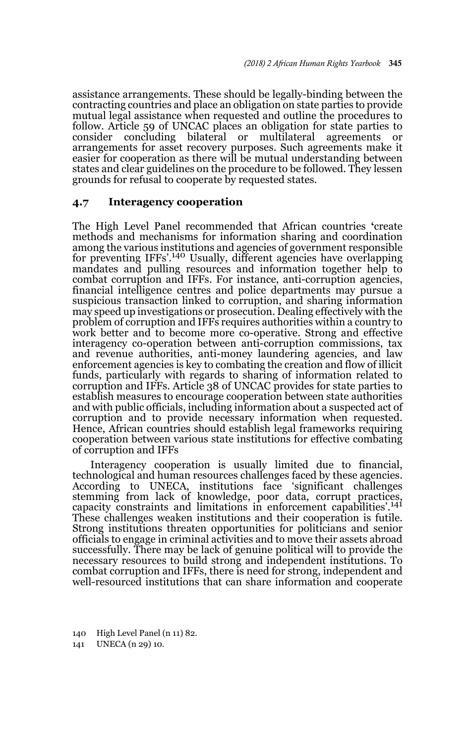assistance arrangements. These should be legally-binding between the contracting countries and place an obligation on state parties to provide mutual legal assistance when requested and outline the procedures to follow. Article 59 of UNCAC places an obligation for state parties to consider concluding bilateral or multilateral agreements or arrangements for asset recovery purposes. Such agreements make it easier for cooperation as there will be mutual understanding between states and clear guidelines on the procedure to be followed. They lessen grounds for refusal to cooperate by requested states.

## 4.7 Interagency cooperation

The High Level Panel recommended that African countries 'create methods and mechanisms for information sharing and coordination among the various institutions and agencies of government responsible for preventing IFFs'.[140] Usually, different agencies have overlapping mandates and pulling resources and information together help to combat corruption and IFFs. For instance, anti-corruption agencies, financial intelligence centres and police departments may pursue a suspicious transaction linked to corruption, and sharing information may speed up investigations or prosecution. Dealing effectively with the problem of corruption and IFFs requires authorities within a country to work better and to become more co-operative. Strong and effective interagency co-operation between anti-corruption commissions, tax and revenue authorities, anti-money laundering agencies, and law enforcement agencies is key to combating the creation and flow of illicit funds, particularly with regards to sharing of information related to corruption and IFFs. Article 38 of UNCAC provides for state parties to establish measures to encourage cooperation between state authorities and with public officials, including information about a suspected act of corruption and to provide necessary information when requested. Hence, African countries should establish legal frameworks requiring cooperation between various state institutions for effective combating of corruption and IFFs

Interagency cooperation is usually limited due to financial, technological and human resources challenges faced by these agencies. According to UNECA, institutions face 'significant challenges stemming from lack of knowledge, poor data, corrupt practices, capacity constraints and limitations in enforcement capabilities'.[141] These challenges weaken institutions and their cooperation is futile. Strong institutions threaten opportunities for politicians and senior officials to engage in criminal activities and to move their assets abroad successfully. There may be lack of genuine political will to provide the necessary resources to build strong and independent institutions. To combat corruption and IFFs, there is need for strong, independent and well-resourced institutions that can share information and cooperate

140 High Level Panel (n 11) 82.

141 UNECA (n 29) 10.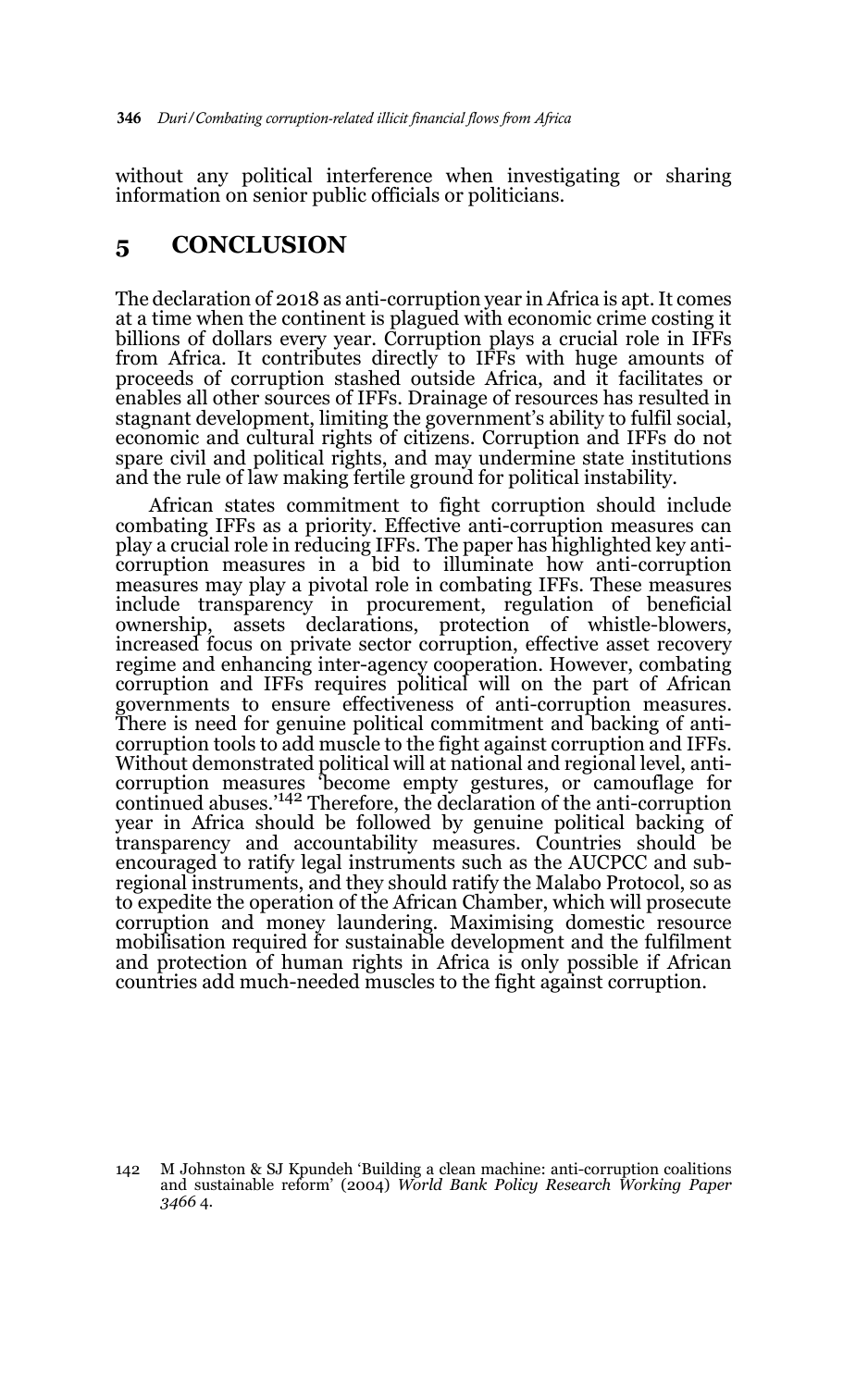without any political interference when investigating or sharing information on senior public officials or politicians.

## 5 CONCLUSION

The declaration of 2018 as anti-corruption year in Africa is apt. It comes at a time when the continent is plagued with economic crime costing it billions of dollars every year. Corruption plays a crucial role in IFFs from Africa. It contributes directly to IFFs with huge amounts of proceeds of corruption stashed outside Africa, and it facilitates or enables all other sources of IFFs. Drainage of resources has resulted in stagnant development, limiting the government's ability to fulfil social, economic and cultural rights of citizens. Corruption and IFFs do not spare civil and political rights, and may undermine state institutions and the rule of law making fertile ground for political instability.

African states commitment to fight corruption should include combating IFFs as a priority. Effective anti-corruption measures can play a crucial role in reducing IFFs. The paper has highlighted key anti-corruption measures in a bid to illuminate how anti-corruption measures may play a pivotal role in combating IFFs. These measures include transparency in procurement, regulation of beneficial ownership, assets declarations, protection of whistle-blowers, increased focus on private sector corruption, effective asset recovery regime and enhancing inter-agency cooperation. However, combating corruption and IFFs requires political will on the part of African governments to ensure effectiveness of anti-corruption measures. There is need for genuine political commitment and backing of anti-corruption tools to add muscle to the fight against corruption and IFFs. Without demonstrated political will at national and regional level, anti-corruption measures 'become empty gestures, or camouflage for continued abuses.'[142] Therefore, the declaration of the anti-corruption year in Africa should be followed by genuine political backing of transparency and accountability measures. Countries should be encouraged to ratify legal instruments such as the AUCPCC and sub-regional instruments, and they should ratify the Malabo Protocol, so as to expedite the operation of the African Chamber, which will prosecute corruption and money laundering. Maximising domestic resource mobilisation required for sustainable development and the fulfilment and protection of human rights in Africa is only possible if African countries add much-needed muscles to the fight against corruption.

142 M Johnston & SJ Kpundeh 'Building a clean machine: anti-corruption coalitions and sustainable reform' (2004) *World Bank Policy Research Working Paper 3466* 4.